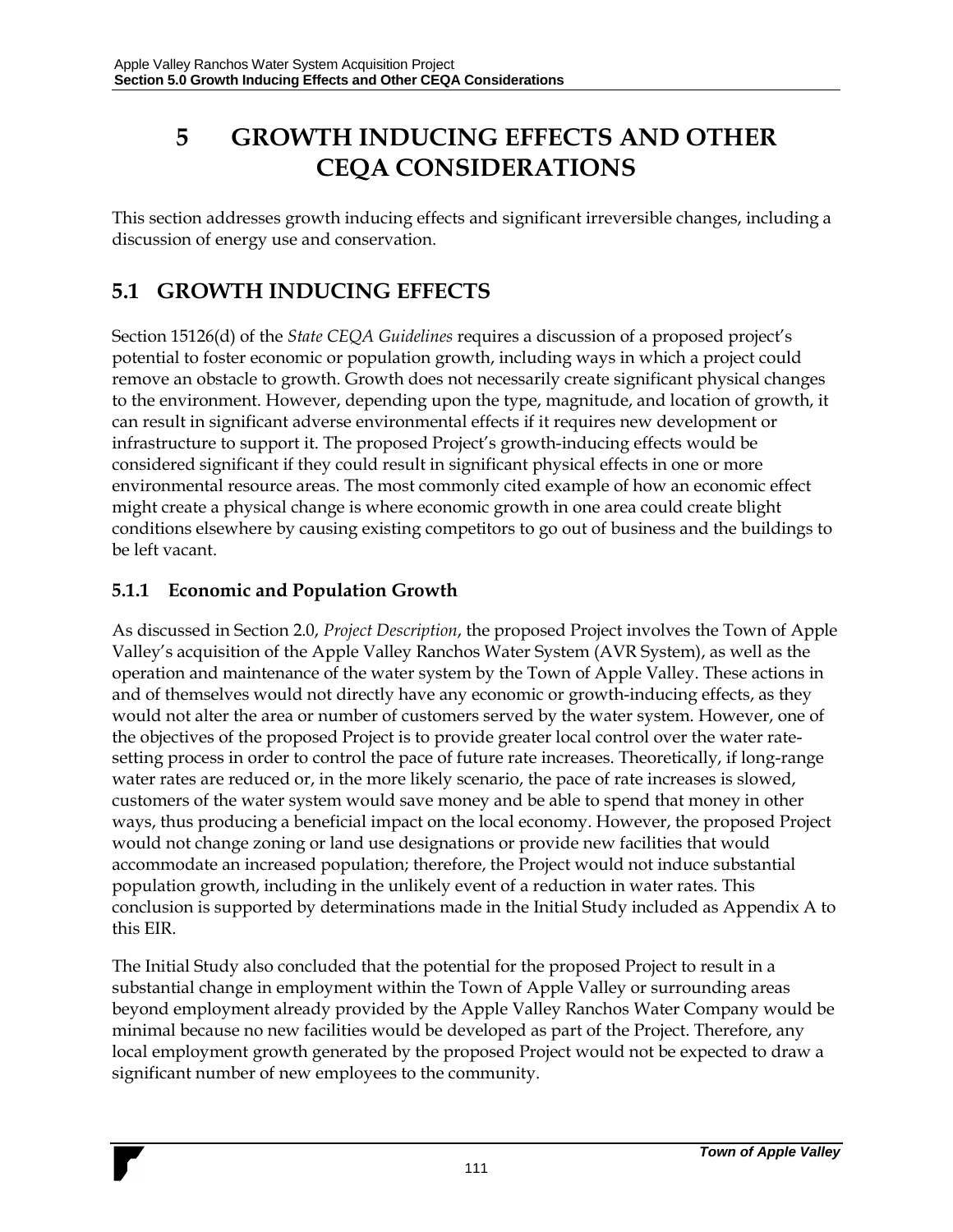# 5 GROWTH INDUCING EFFECTS AND OTHER CEQA CONSIDERATIONS

This section addresses growth inducing effects and significant irreversible changes, including a discussion of energy use and conservation.

## 5.1 GROWTH INDUCING EFFECTS

Section 15126(d) of the *State CEQA Guidelines* requires a discussion of a proposed project's potential to foster economic or population growth, including ways in which a project could remove an obstacle to growth. Growth does not necessarily create significant physical changes to the environment. However, depending upon the type, magnitude, and location of growth, it can result in significant adverse environmental effects if it requires new development or infrastructure to support it. The proposed Project's growth-inducing effects would be considered significant if they could result in significant physical effects in one or more environmental resource areas. The most commonly cited example of how an economic effect might create a physical change is where economic growth in one area could create blight conditions elsewhere by causing existing competitors to go out of business and the buildings to be left vacant.

### 5.1.1 Economic and Population Growth

As discussed in Section 2.0, *Project Description*, the proposed Project involves the Town of Apple Valley's acquisition of the Apple Valley Ranchos Water System (AVR System), as well as the operation and maintenance of the water system by the Town of Apple Valley. These actions in and of themselves would not directly have any economic or growth-inducing effects, as they would not alter the area or number of customers served by the water system. However, one of the objectives of the proposed Project is to provide greater local control over the water rate-setting process in order to control the pace of future rate increases. Theoretically, if long-range water rates are reduced or, in the more likely scenario, the pace of rate increases is slowed, customers of the water system would save money and be able to spend that money in other ways, thus producing a beneficial impact on the local economy. However, the proposed Project would not change zoning or land use designations or provide new facilities that would accommodate an increased population; therefore, the Project would not induce substantial population growth, including in the unlikely event of a reduction in water rates. This conclusion is supported by determinations made in the Initial Study included as Appendix A to this EIR.

The Initial Study also concluded that the potential for the proposed Project to result in a substantial change in employment within the Town of Apple Valley or surrounding areas beyond employment already provided by the Apple Valley Ranchos Water Company would be minimal because no new facilities would be developed as part of the Project. Therefore, any local employment growth generated by the proposed Project would not be expected to draw a significant number of new employees to the community.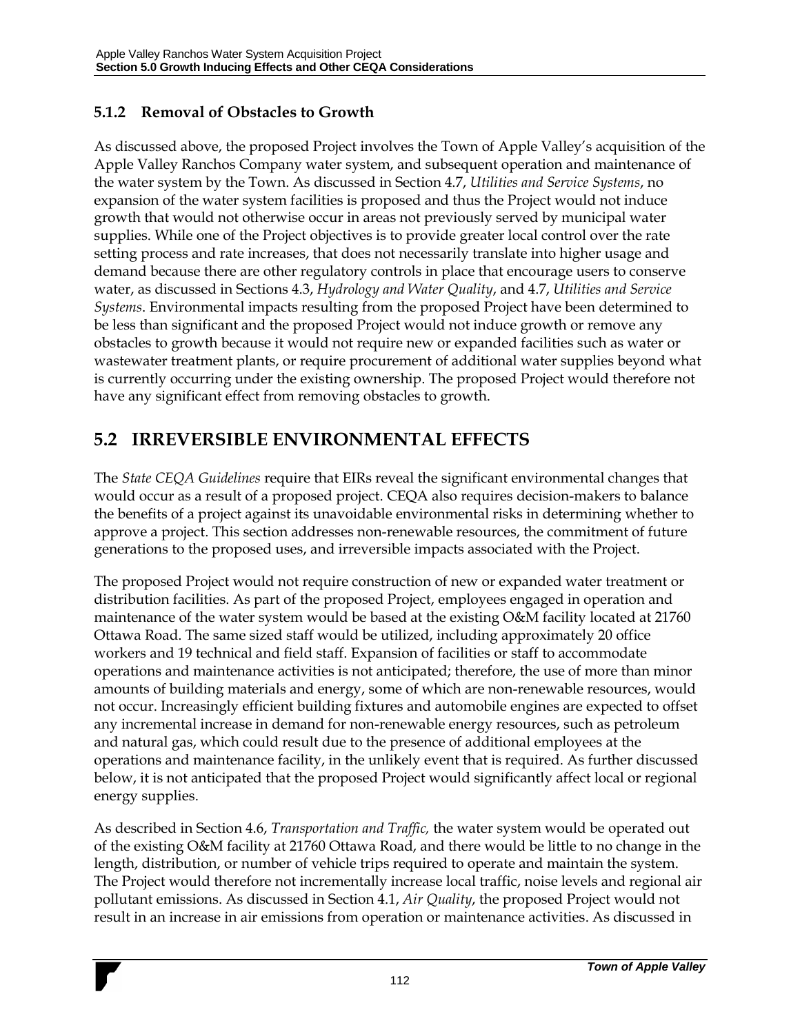### 5.1.2 Removal of Obstacles to Growth

As discussed above, the proposed Project involves the Town of Apple Valley's acquisition of the Apple Valley Ranchos Company water system, and subsequent operation and maintenance of the water system by the Town. As discussed in Section 4.7, *Utilities and Service Systems*, no expansion of the water system facilities is proposed and thus the Project would not induce growth that would not otherwise occur in areas not previously served by municipal water supplies. While one of the Project objectives is to provide greater local control over the rate setting process and rate increases, that does not necessarily translate into higher usage and demand because there are other regulatory controls in place that encourage users to conserve water, as discussed in Sections 4.3, *Hydrology and Water Quality*, and 4.7, *Utilities and Service Systems*. Environmental impacts resulting from the proposed Project have been determined to be less than significant and the proposed Project would not induce growth or remove any obstacles to growth because it would not require new or expanded facilities such as water or wastewater treatment plants, or require procurement of additional water supplies beyond what is currently occurring under the existing ownership. The proposed Project would therefore not have any significant effect from removing obstacles to growth.

## 5.2 IRREVERSIBLE ENVIRONMENTAL EFFECTS

The *State CEQA Guidelines* require that EIRs reveal the significant environmental changes that would occur as a result of a proposed project. CEQA also requires decision-makers to balance the benefits of a project against its unavoidable environmental risks in determining whether to approve a project. This section addresses non-renewable resources, the commitment of future generations to the proposed uses, and irreversible impacts associated with the Project.

The proposed Project would not require construction of new or expanded water treatment or distribution facilities. As part of the proposed Project, employees engaged in operation and maintenance of the water system would be based at the existing O&M facility located at 21760 Ottawa Road. The same sized staff would be utilized, including approximately 20 office workers and 19 technical and field staff. Expansion of facilities or staff to accommodate operations and maintenance activities is not anticipated; therefore, the use of more than minor amounts of building materials and energy, some of which are non-renewable resources, would not occur. Increasingly efficient building fixtures and automobile engines are expected to offset any incremental increase in demand for non-renewable energy resources, such as petroleum and natural gas, which could result due to the presence of additional employees at the operations and maintenance facility, in the unlikely event that is required. As further discussed below, it is not anticipated that the proposed Project would significantly affect local or regional energy supplies.

As described in Section 4.6, *Transportation and Traffic,* the water system would be operated out of the existing O&M facility at 21760 Ottawa Road, and there would be little to no change in the length, distribution, or number of vehicle trips required to operate and maintain the system. The Project would therefore not incrementally increase local traffic, noise levels and regional air pollutant emissions. As discussed in Section 4.1, *Air Quality*, the proposed Project would not result in an increase in air emissions from operation or maintenance activities. As discussed in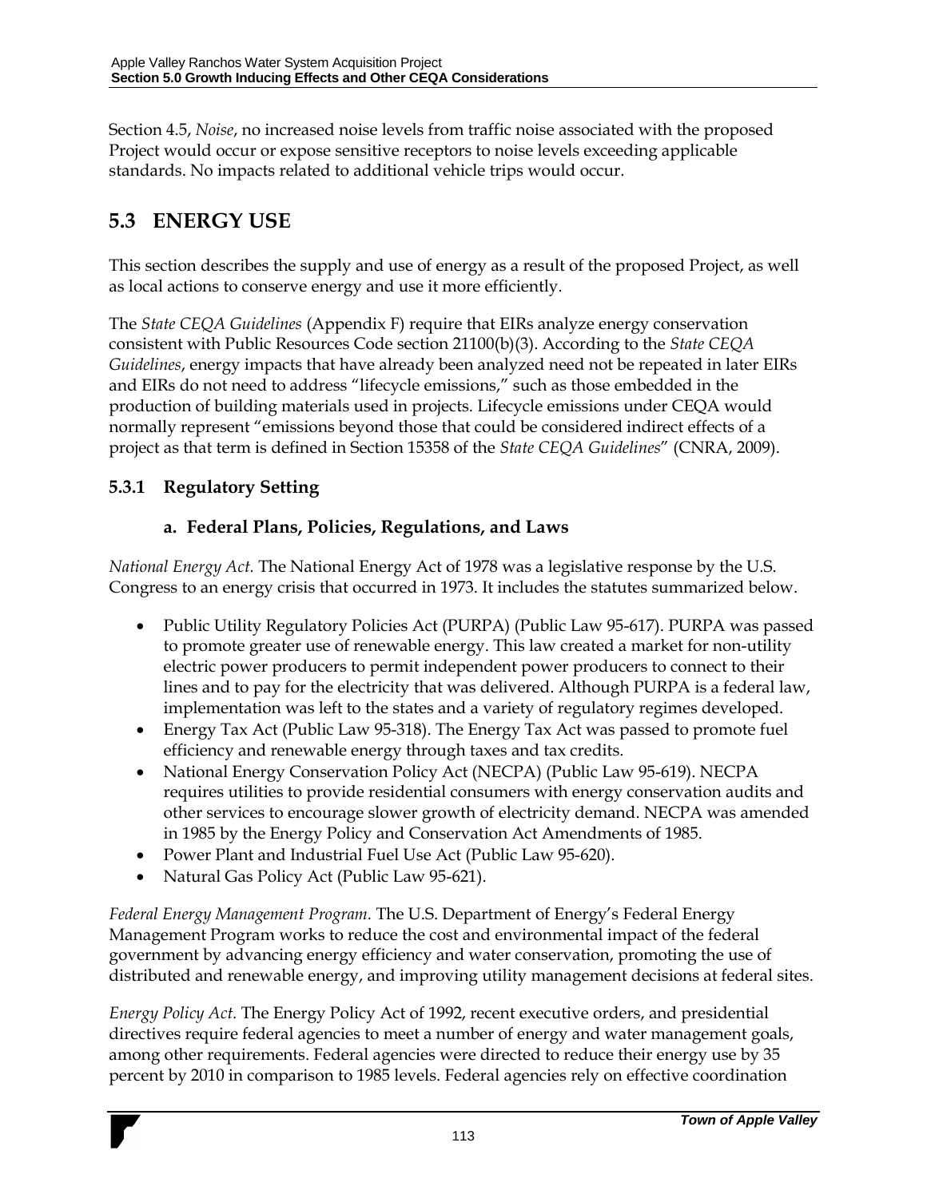Section 4.5, *Noise*, no increased noise levels from traffic noise associated with the proposed Project would occur or expose sensitive receptors to noise levels exceeding applicable standards. No impacts related to additional vehicle trips would occur.

## 5.3 ENERGY USE

This section describes the supply and use of energy as a result of the proposed Project, as well as local actions to conserve energy and use it more efficiently.

The *State CEQA Guidelines* (Appendix F) require that EIRs analyze energy conservation consistent with Public Resources Code section 21100(b)(3). According to the *State CEQA Guidelines*, energy impacts that have already been analyzed need not be repeated in later EIRs and EIRs do not need to address "lifecycle emissions," such as those embedded in the production of building materials used in projects. Lifecycle emissions under CEQA would normally represent "emissions beyond those that could be considered indirect effects of a project as that term is defined in Section 15358 of the *State CEQA Guidelines*" (CNRA, 2009).

### 5.3.1 Regulatory Setting

#### a. Federal Plans, Policies, Regulations, and Laws

*National Energy Act.* The National Energy Act of 1978 was a legislative response by the U.S. Congress to an energy crisis that occurred in 1973. It includes the statutes summarized below.

- Public Utility Regulatory Policies Act (PURPA) (Public Law 95-617). PURPA was passed to promote greater use of renewable energy. This law created a market for non-utility electric power producers to permit independent power producers to connect to their lines and to pay for the electricity that was delivered. Although PURPA is a federal law, implementation was left to the states and a variety of regulatory regimes developed.
- Energy Tax Act (Public Law 95-318). The Energy Tax Act was passed to promote fuel efficiency and renewable energy through taxes and tax credits.
- National Energy Conservation Policy Act (NECPA) (Public Law 95-619). NECPA requires utilities to provide residential consumers with energy conservation audits and other services to encourage slower growth of electricity demand. NECPA was amended in 1985 by the Energy Policy and Conservation Act Amendments of 1985.
- Power Plant and Industrial Fuel Use Act (Public Law 95-620).
- Natural Gas Policy Act (Public Law 95-621).

*Federal Energy Management Program.* The U.S. Department of Energy's Federal Energy Management Program works to reduce the cost and environmental impact of the federal government by advancing energy efficiency and water conservation, promoting the use of distributed and renewable energy, and improving utility management decisions at federal sites.

*Energy Policy Act.* The Energy Policy Act of 1992, recent executive orders, and presidential directives require federal agencies to meet a number of energy and water management goals, among other requirements. Federal agencies were directed to reduce their energy use by 35 percent by 2010 in comparison to 1985 levels. Federal agencies rely on effective coordination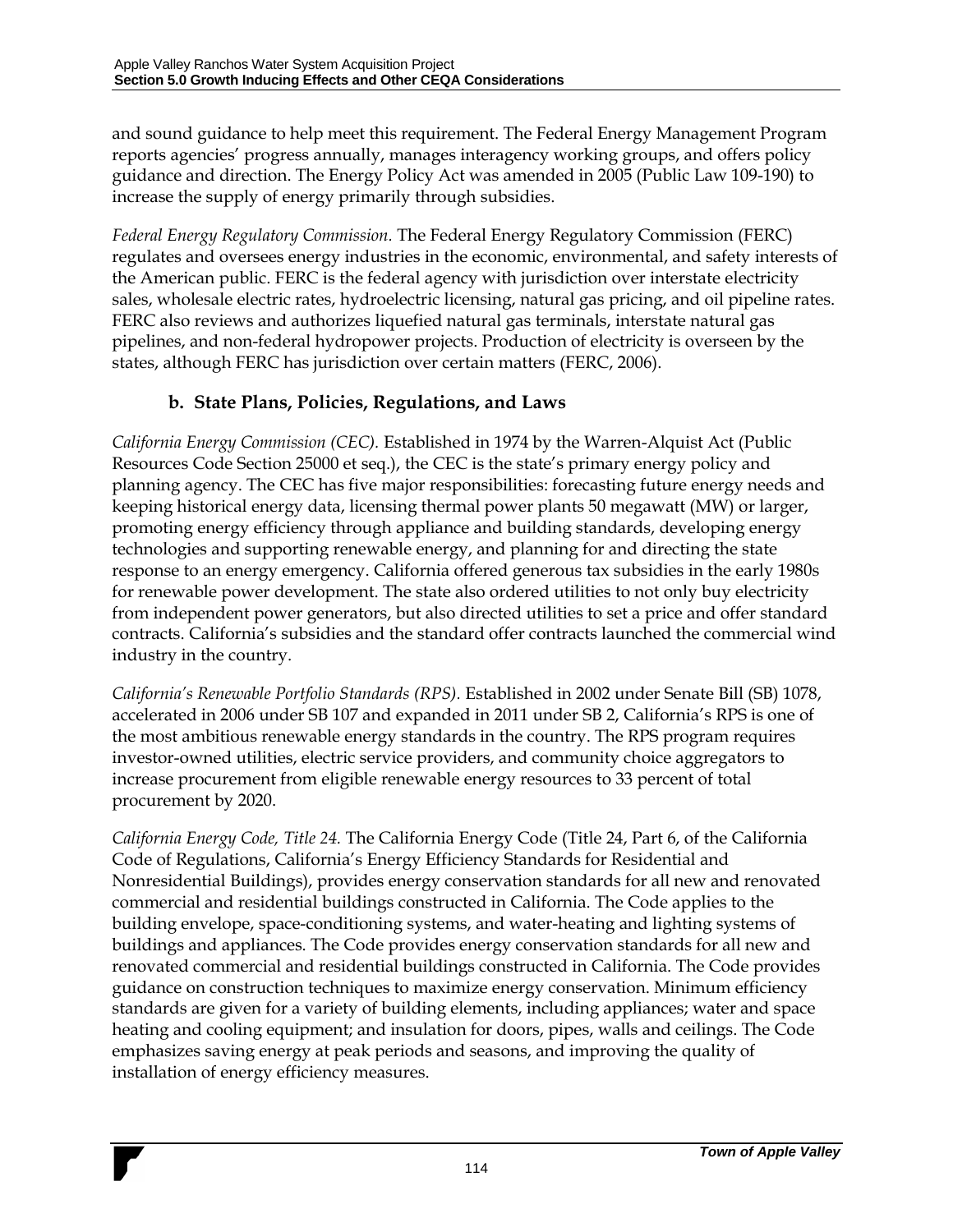and sound guidance to help meet this requirement. The Federal Energy Management Program reports agencies' progress annually, manages interagency working groups, and offers policy guidance and direction. The Energy Policy Act was amended in 2005 (Public Law 109-190) to increase the supply of energy primarily through subsidies.

*Federal Energy Regulatory Commission.* The Federal Energy Regulatory Commission (FERC) regulates and oversees energy industries in the economic, environmental, and safety interests of the American public. FERC is the federal agency with jurisdiction over interstate electricity sales, wholesale electric rates, hydroelectric licensing, natural gas pricing, and oil pipeline rates. FERC also reviews and authorizes liquefied natural gas terminals, interstate natural gas pipelines, and non-federal hydropower projects. Production of electricity is overseen by the states, although FERC has jurisdiction over certain matters (FERC, 2006).

### b. State Plans, Policies, Regulations, and Laws

*California Energy Commission (CEC).* Established in 1974 by the Warren-Alquist Act (Public Resources Code Section 25000 et seq.), the CEC is the state's primary energy policy and planning agency. The CEC has five major responsibilities: forecasting future energy needs and keeping historical energy data, licensing thermal power plants 50 megawatt (MW) or larger, promoting energy efficiency through appliance and building standards, developing energy technologies and supporting renewable energy, and planning for and directing the state response to an energy emergency. California offered generous tax subsidies in the early 1980s for renewable power development. The state also ordered utilities to not only buy electricity from independent power generators, but also directed utilities to set a price and offer standard contracts. California's subsidies and the standard offer contracts launched the commercial wind industry in the country.

*California's Renewable Portfolio Standards (RPS).* Established in 2002 under Senate Bill (SB) 1078, accelerated in 2006 under SB 107 and expanded in 2011 under SB 2, California's RPS is one of the most ambitious renewable energy standards in the country. The RPS program requires investor-owned utilities, electric service providers, and community choice aggregators to increase procurement from eligible renewable energy resources to 33 percent of total procurement by 2020.

*California Energy Code, Title 24.* The California Energy Code (Title 24, Part 6, of the California Code of Regulations, California's Energy Efficiency Standards for Residential and Nonresidential Buildings), provides energy conservation standards for all new and renovated commercial and residential buildings constructed in California. The Code applies to the building envelope, space-conditioning systems, and water-heating and lighting systems of buildings and appliances. The Code provides energy conservation standards for all new and renovated commercial and residential buildings constructed in California. The Code provides guidance on construction techniques to maximize energy conservation. Minimum efficiency standards are given for a variety of building elements, including appliances; water and space heating and cooling equipment; and insulation for doors, pipes, walls and ceilings. The Code emphasizes saving energy at peak periods and seasons, and improving the quality of installation of energy efficiency measures.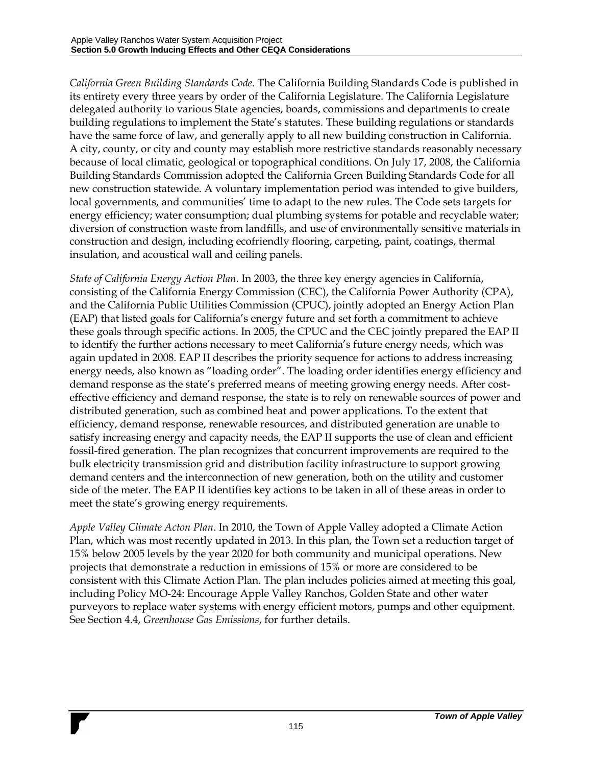*California Green Building Standards Code.* The California Building Standards Code is published in its entirety every three years by order of the California Legislature. The California Legislature delegated authority to various State agencies, boards, commissions and departments to create building regulations to implement the State's statutes. These building regulations or standards have the same force of law, and generally apply to all new building construction in California. A city, county, or city and county may establish more restrictive standards reasonably necessary because of local climatic, geological or topographical conditions. On July 17, 2008, the California Building Standards Commission adopted the California Green Building Standards Code for all new construction statewide. A voluntary implementation period was intended to give builders, local governments, and communities' time to adapt to the new rules. The Code sets targets for energy efficiency; water consumption; dual plumbing systems for potable and recyclable water; diversion of construction waste from landfills, and use of environmentally sensitive materials in construction and design, including ecofriendly flooring, carpeting, paint, coatings, thermal insulation, and acoustical wall and ceiling panels.

*State of California Energy Action Plan.* In 2003, the three key energy agencies in California, consisting of the California Energy Commission (CEC), the California Power Authority (CPA), and the California Public Utilities Commission (CPUC), jointly adopted an Energy Action Plan (EAP) that listed goals for California's energy future and set forth a commitment to achieve these goals through specific actions. In 2005, the CPUC and the CEC jointly prepared the EAP II to identify the further actions necessary to meet California's future energy needs, which was again updated in 2008. EAP II describes the priority sequence for actions to address increasing energy needs, also known as "loading order". The loading order identifies energy efficiency and demand response as the state's preferred means of meeting growing energy needs. After cost-effective efficiency and demand response, the state is to rely on renewable sources of power and distributed generation, such as combined heat and power applications. To the extent that efficiency, demand response, renewable resources, and distributed generation are unable to satisfy increasing energy and capacity needs, the EAP II supports the use of clean and efficient fossil-fired generation. The plan recognizes that concurrent improvements are required to the bulk electricity transmission grid and distribution facility infrastructure to support growing demand centers and the interconnection of new generation, both on the utility and customer side of the meter. The EAP II identifies key actions to be taken in all of these areas in order to meet the state's growing energy requirements.

*Apple Valley Climate Acton Plan.* In 2010, the Town of Apple Valley adopted a Climate Action Plan, which was most recently updated in 2013. In this plan, the Town set a reduction target of 15% below 2005 levels by the year 2020 for both community and municipal operations. New projects that demonstrate a reduction in emissions of 15% or more are considered to be consistent with this Climate Action Plan. The plan includes policies aimed at meeting this goal, including Policy MO-24: Encourage Apple Valley Ranchos, Golden State and other water purveyors to replace water systems with energy efficient motors, pumps and other equipment. See Section 4.4, *Greenhouse Gas Emissions*, for further details.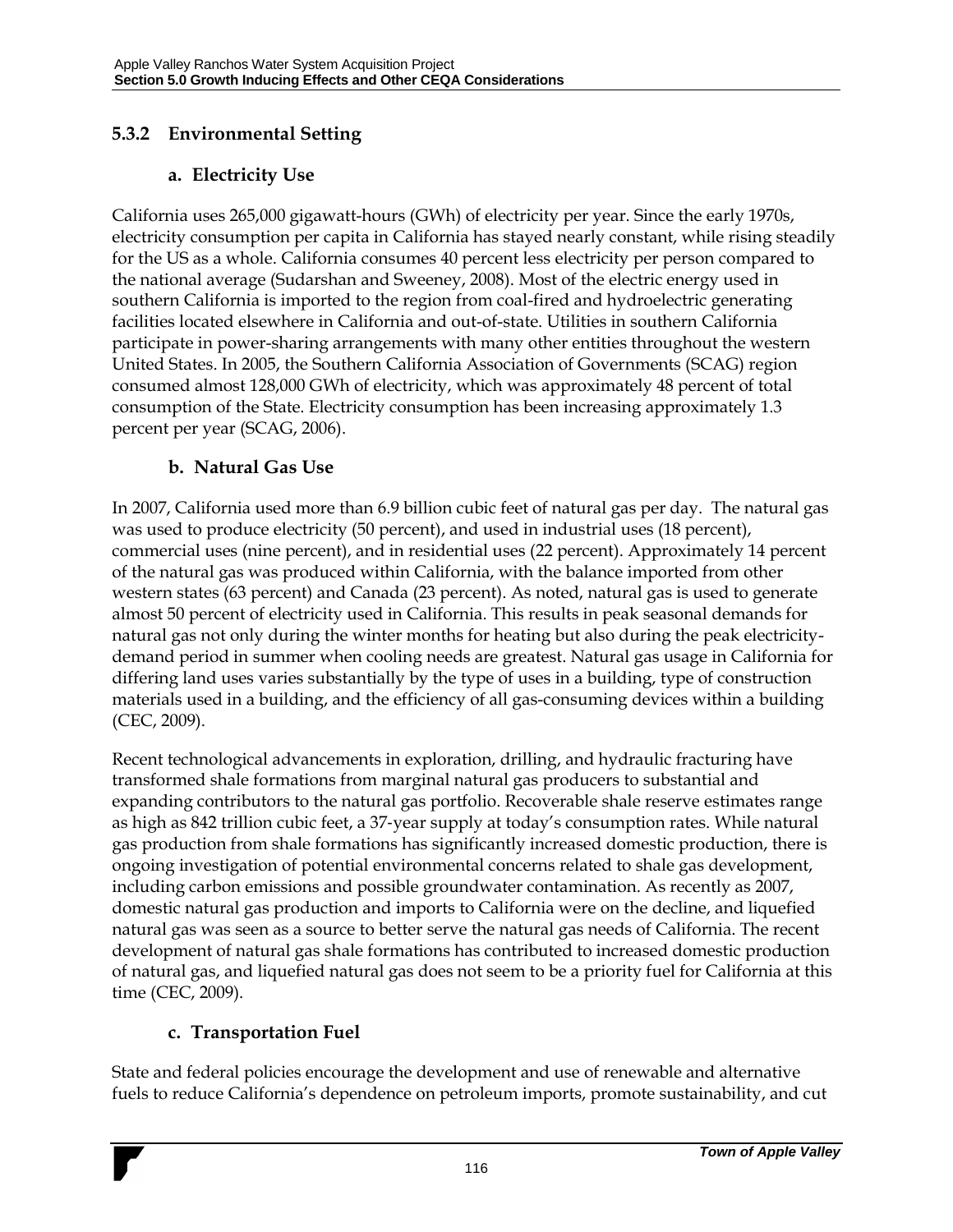### 5.3.2 Environmental Setting

#### a. Electricity Use

California uses 265,000 gigawatt-hours (GWh) of electricity per year. Since the early 1970s, electricity consumption per capita in California has stayed nearly constant, while rising steadily for the US as a whole. California consumes 40 percent less electricity per person compared to the national average (Sudarshan and Sweeney, 2008). Most of the electric energy used in southern California is imported to the region from coal-fired and hydroelectric generating facilities located elsewhere in California and out-of-state. Utilities in southern California participate in power-sharing arrangements with many other entities throughout the western United States. In 2005, the Southern California Association of Governments (SCAG) region consumed almost 128,000 GWh of electricity, which was approximately 48 percent of total consumption of the State. Electricity consumption has been increasing approximately 1.3 percent per year (SCAG, 2006).

#### b. Natural Gas Use

In 2007, California used more than 6.9 billion cubic feet of natural gas per day. The natural gas was used to produce electricity (50 percent), and used in industrial uses (18 percent), commercial uses (nine percent), and in residential uses (22 percent). Approximately 14 percent of the natural gas was produced within California, with the balance imported from other western states (63 percent) and Canada (23 percent). As noted, natural gas is used to generate almost 50 percent of electricity used in California. This results in peak seasonal demands for natural gas not only during the winter months for heating but also during the peak electricity-demand period in summer when cooling needs are greatest. Natural gas usage in California for differing land uses varies substantially by the type of uses in a building, type of construction materials used in a building, and the efficiency of all gas-consuming devices within a building (CEC, 2009).

Recent technological advancements in exploration, drilling, and hydraulic fracturing have transformed shale formations from marginal natural gas producers to substantial and expanding contributors to the natural gas portfolio. Recoverable shale reserve estimates range as high as 842 trillion cubic feet, a 37-year supply at today's consumption rates. While natural gas production from shale formations has significantly increased domestic production, there is ongoing investigation of potential environmental concerns related to shale gas development, including carbon emissions and possible groundwater contamination. As recently as 2007, domestic natural gas production and imports to California were on the decline, and liquefied natural gas was seen as a source to better serve the natural gas needs of California. The recent development of natural gas shale formations has contributed to increased domestic production of natural gas, and liquefied natural gas does not seem to be a priority fuel for California at this time (CEC, 2009).

#### c. Transportation Fuel

State and federal policies encourage the development and use of renewable and alternative fuels to reduce California's dependence on petroleum imports, promote sustainability, and cut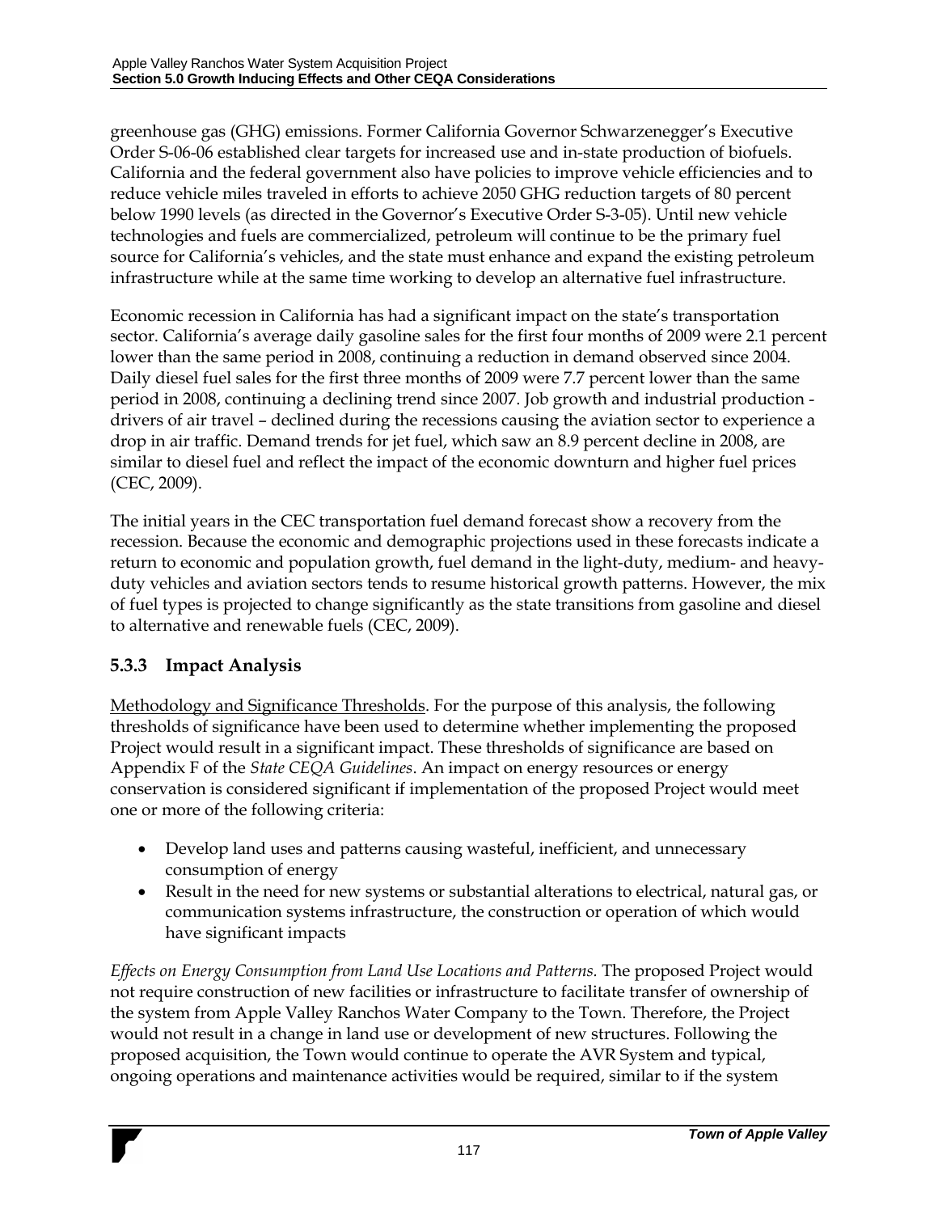greenhouse gas (GHG) emissions. Former California Governor Schwarzenegger's Executive Order S-06-06 established clear targets for increased use and in-state production of biofuels. California and the federal government also have policies to improve vehicle efficiencies and to reduce vehicle miles traveled in efforts to achieve 2050 GHG reduction targets of 80 percent below 1990 levels (as directed in the Governor's Executive Order S-3-05). Until new vehicle technologies and fuels are commercialized, petroleum will continue to be the primary fuel source for California's vehicles, and the state must enhance and expand the existing petroleum infrastructure while at the same time working to develop an alternative fuel infrastructure.

Economic recession in California has had a significant impact on the state's transportation sector. California's average daily gasoline sales for the first four months of 2009 were 2.1 percent lower than the same period in 2008, continuing a reduction in demand observed since 2004. Daily diesel fuel sales for the first three months of 2009 were 7.7 percent lower than the same period in 2008, continuing a declining trend since 2007. Job growth and industrial production - drivers of air travel – declined during the recessions causing the aviation sector to experience a drop in air traffic. Demand trends for jet fuel, which saw an 8.9 percent decline in 2008, are similar to diesel fuel and reflect the impact of the economic downturn and higher fuel prices (CEC, 2009).

The initial years in the CEC transportation fuel demand forecast show a recovery from the recession. Because the economic and demographic projections used in these forecasts indicate a return to economic and population growth, fuel demand in the light-duty, medium- and heavy-duty vehicles and aviation sectors tends to resume historical growth patterns. However, the mix of fuel types is projected to change significantly as the state transitions from gasoline and diesel to alternative and renewable fuels (CEC, 2009).

### 5.3.3 Impact Analysis

Methodology and Significance Thresholds. For the purpose of this analysis, the following thresholds of significance have been used to determine whether implementing the proposed Project would result in a significant impact. These thresholds of significance are based on Appendix F of the *State CEQA Guidelines*. An impact on energy resources or energy conservation is considered significant if implementation of the proposed Project would meet one or more of the following criteria:

- Develop land uses and patterns causing wasteful, inefficient, and unnecessary consumption of energy
- Result in the need for new systems or substantial alterations to electrical, natural gas, or communication systems infrastructure, the construction or operation of which would have significant impacts

*Effects on Energy Consumption from Land Use Locations and Patterns.* The proposed Project would not require construction of new facilities or infrastructure to facilitate transfer of ownership of the system from Apple Valley Ranchos Water Company to the Town. Therefore, the Project would not result in a change in land use or development of new structures. Following the proposed acquisition, the Town would continue to operate the AVR System and typical, ongoing operations and maintenance activities would be required, similar to if the system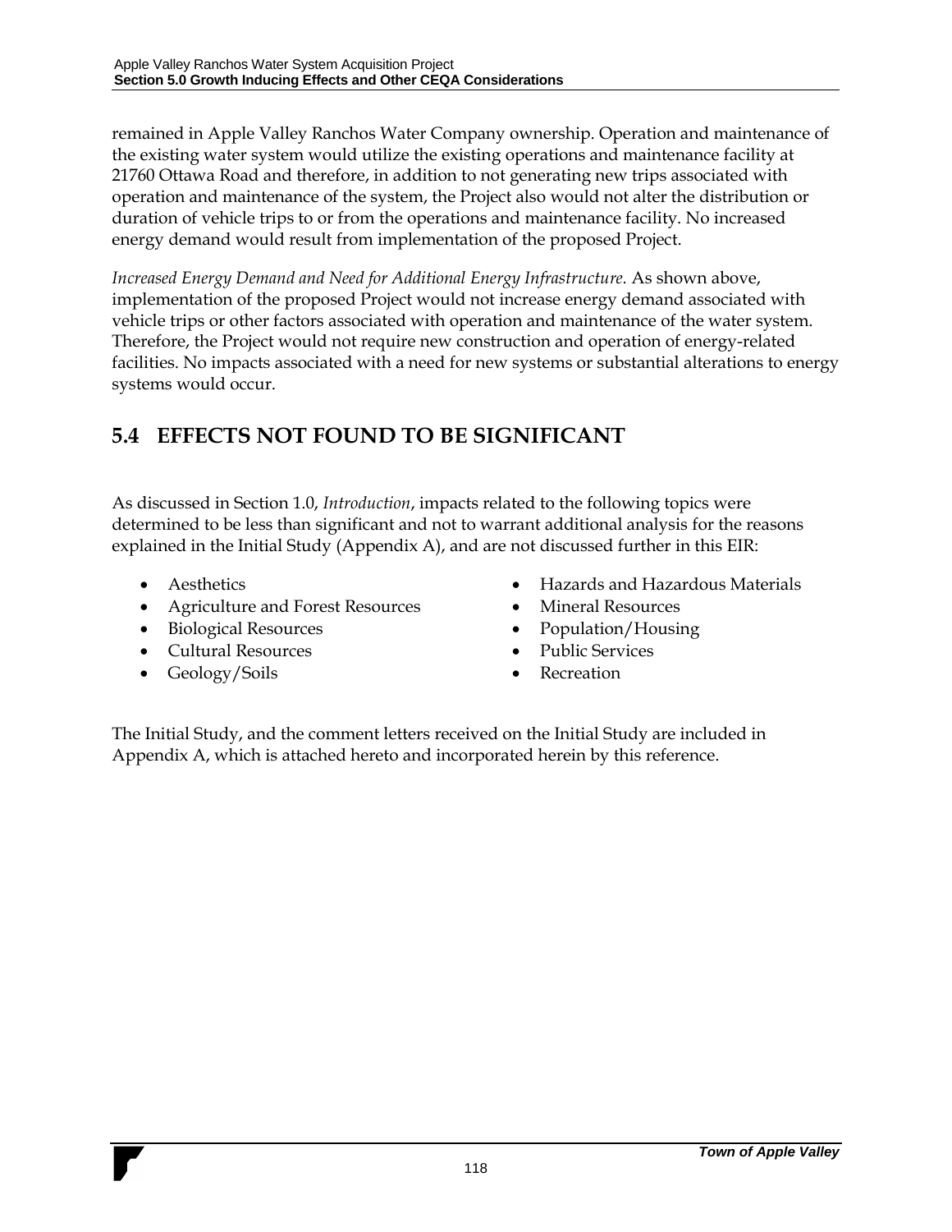remained in Apple Valley Ranchos Water Company ownership. Operation and maintenance of the existing water system would utilize the existing operations and maintenance facility at 21760 Ottawa Road and therefore, in addition to not generating new trips associated with operation and maintenance of the system, the Project also would not alter the distribution or duration of vehicle trips to or from the operations and maintenance facility. No increased energy demand would result from implementation of the proposed Project.

*Increased Energy Demand and Need for Additional Energy Infrastructure.* As shown above, implementation of the proposed Project would not increase energy demand associated with vehicle trips or other factors associated with operation and maintenance of the water system. Therefore, the Project would not require new construction and operation of energy-related facilities. No impacts associated with a need for new systems or substantial alterations to energy systems would occur.

## 5.4 EFFECTS NOT FOUND TO BE SIGNIFICANT

As discussed in Section 1.0, *Introduction*, impacts related to the following topics were determined to be less than significant and not to warrant additional analysis for the reasons explained in the Initial Study (Appendix A), and are not discussed further in this EIR:

- Aesthetics
- Agriculture and Forest Resources
- Biological Resources
- Cultural Resources
- Geology/Soils
- Hazards and Hazardous Materials
- Mineral Resources
- Population/Housing
- Public Services
- Recreation

The Initial Study, and the comment letters received on the Initial Study are included in Appendix A, which is attached hereto and incorporated herein by this reference.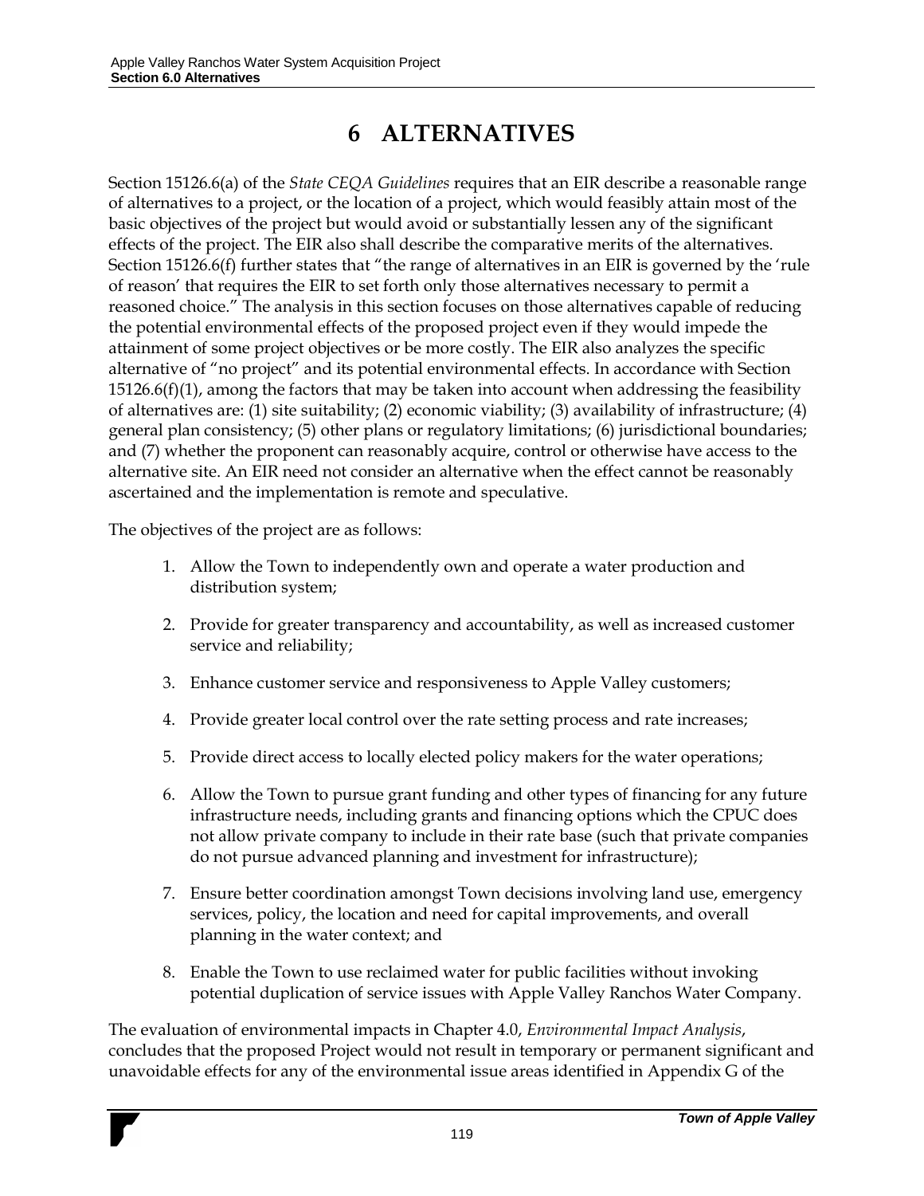# 6 ALTERNATIVES

Section 15126.6(a) of the *State CEQA Guidelines* requires that an EIR describe a reasonable range of alternatives to a project, or the location of a project, which would feasibly attain most of the basic objectives of the project but would avoid or substantially lessen any of the significant effects of the project. The EIR also shall describe the comparative merits of the alternatives. Section 15126.6(f) further states that "the range of alternatives in an EIR is governed by the 'rule of reason' that requires the EIR to set forth only those alternatives necessary to permit a reasoned choice." The analysis in this section focuses on those alternatives capable of reducing the potential environmental effects of the proposed project even if they would impede the attainment of some project objectives or be more costly. The EIR also analyzes the specific alternative of "no project" and its potential environmental effects. In accordance with Section 15126.6(f)(1), among the factors that may be taken into account when addressing the feasibility of alternatives are: (1) site suitability; (2) economic viability; (3) availability of infrastructure; (4) general plan consistency; (5) other plans or regulatory limitations; (6) jurisdictional boundaries; and (7) whether the proponent can reasonably acquire, control or otherwise have access to the alternative site. An EIR need not consider an alternative when the effect cannot be reasonably ascertained and the implementation is remote and speculative.

The objectives of the project are as follows:

1. Allow the Town to independently own and operate a water production and distribution system;
2. Provide for greater transparency and accountability, as well as increased customer service and reliability;
3. Enhance customer service and responsiveness to Apple Valley customers;
4. Provide greater local control over the rate setting process and rate increases;
5. Provide direct access to locally elected policy makers for the water operations;
6. Allow the Town to pursue grant funding and other types of financing for any future infrastructure needs, including grants and financing options which the CPUC does not allow private company to include in their rate base (such that private companies do not pursue advanced planning and investment for infrastructure);
7. Ensure better coordination amongst Town decisions involving land use, emergency services, policy, the location and need for capital improvements, and overall planning in the water context; and
8. Enable the Town to use reclaimed water for public facilities without invoking potential duplication of service issues with Apple Valley Ranchos Water Company.

The evaluation of environmental impacts in Chapter 4.0, *Environmental Impact Analysis*, concludes that the proposed Project would not result in temporary or permanent significant and unavoidable effects for any of the environmental issue areas identified in Appendix G of the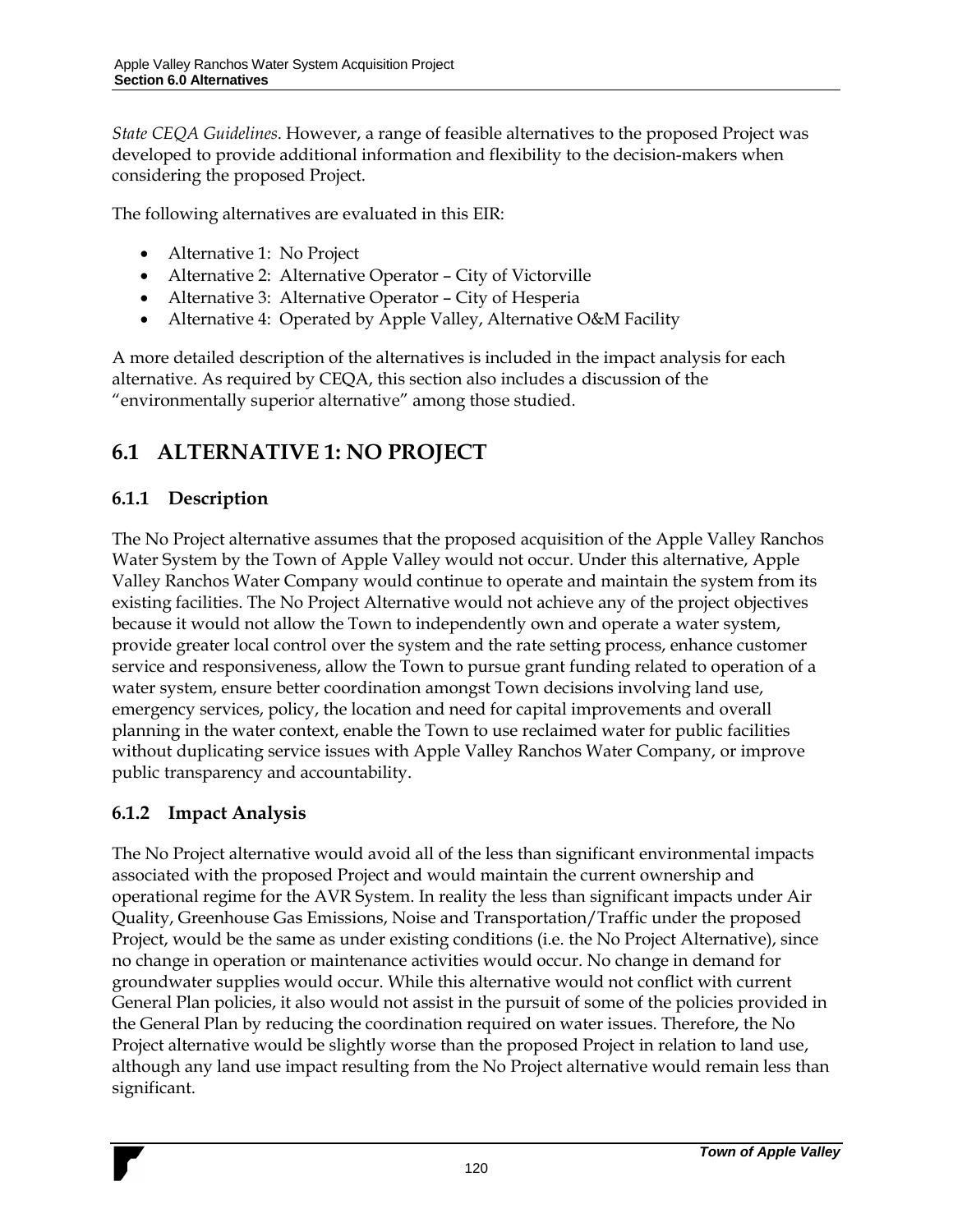*State CEQA Guidelines*. However, a range of feasible alternatives to the proposed Project was developed to provide additional information and flexibility to the decision-makers when considering the proposed Project.

The following alternatives are evaluated in this EIR:

- Alternative 1: No Project
- Alternative 2: Alternative Operator – City of Victorville
- Alternative 3: Alternative Operator – City of Hesperia
- Alternative 4: Operated by Apple Valley, Alternative O&M Facility

A more detailed description of the alternatives is included in the impact analysis for each alternative. As required by CEQA, this section also includes a discussion of the "environmentally superior alternative" among those studied.

## 6.1 ALTERNATIVE 1: NO PROJECT

### 6.1.1 Description

The No Project alternative assumes that the proposed acquisition of the Apple Valley Ranchos Water System by the Town of Apple Valley would not occur. Under this alternative, Apple Valley Ranchos Water Company would continue to operate and maintain the system from its existing facilities. The No Project Alternative would not achieve any of the project objectives because it would not allow the Town to independently own and operate a water system, provide greater local control over the system and the rate setting process, enhance customer service and responsiveness, allow the Town to pursue grant funding related to operation of a water system, ensure better coordination amongst Town decisions involving land use, emergency services, policy, the location and need for capital improvements and overall planning in the water context, enable the Town to use reclaimed water for public facilities without duplicating service issues with Apple Valley Ranchos Water Company, or improve public transparency and accountability.

### 6.1.2 Impact Analysis

The No Project alternative would avoid all of the less than significant environmental impacts associated with the proposed Project and would maintain the current ownership and operational regime for the AVR System. In reality the less than significant impacts under Air Quality, Greenhouse Gas Emissions, Noise and Transportation/Traffic under the proposed Project, would be the same as under existing conditions (i.e. the No Project Alternative), since no change in operation or maintenance activities would occur. No change in demand for groundwater supplies would occur. While this alternative would not conflict with current General Plan policies, it also would not assist in the pursuit of some of the policies provided in the General Plan by reducing the coordination required on water issues. Therefore, the No Project alternative would be slightly worse than the proposed Project in relation to land use, although any land use impact resulting from the No Project alternative would remain less than significant.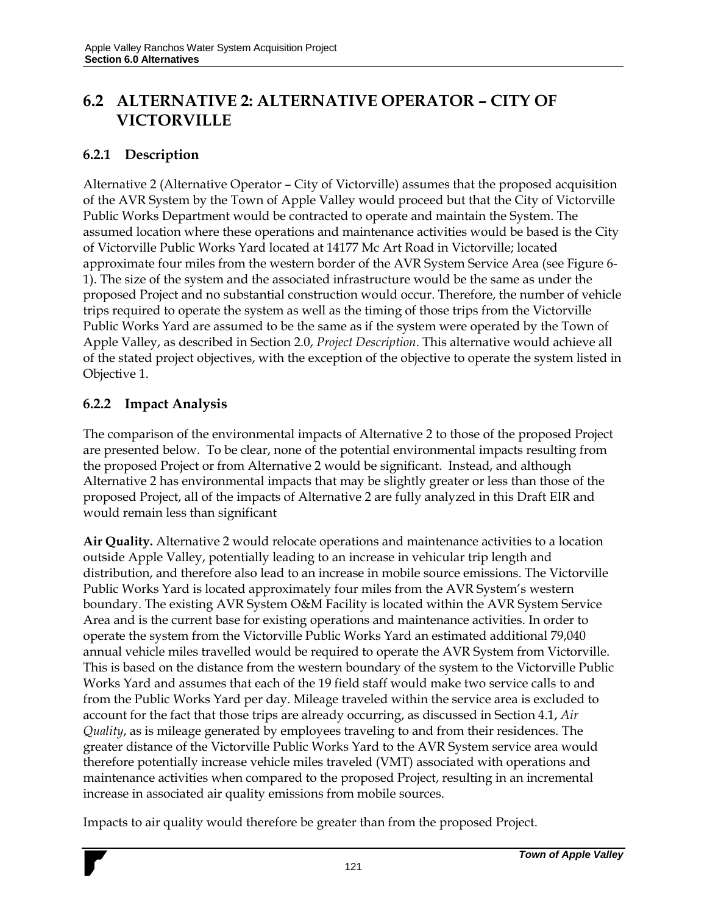## 6.2 ALTERNATIVE 2: ALTERNATIVE OPERATOR – CITY OF VICTORVILLE

### 6.2.1 Description

Alternative 2 (Alternative Operator – City of Victorville) assumes that the proposed acquisition of the AVR System by the Town of Apple Valley would proceed but that the City of Victorville Public Works Department would be contracted to operate and maintain the System. The assumed location where these operations and maintenance activities would be based is the City of Victorville Public Works Yard located at 14177 Mc Art Road in Victorville; located approximate four miles from the western border of the AVR System Service Area (see Figure 6-1). The size of the system and the associated infrastructure would be the same as under the proposed Project and no substantial construction would occur. Therefore, the number of vehicle trips required to operate the system as well as the timing of those trips from the Victorville Public Works Yard are assumed to be the same as if the system were operated by the Town of Apple Valley, as described in Section 2.0, *Project Description*. This alternative would achieve all of the stated project objectives, with the exception of the objective to operate the system listed in Objective 1.

### 6.2.2 Impact Analysis

The comparison of the environmental impacts of Alternative 2 to those of the proposed Project are presented below. To be clear, none of the potential environmental impacts resulting from the proposed Project or from Alternative 2 would be significant. Instead, and although Alternative 2 has environmental impacts that may be slightly greater or less than those of the proposed Project, all of the impacts of Alternative 2 are fully analyzed in this Draft EIR and would remain less than significant

**Air Quality.** Alternative 2 would relocate operations and maintenance activities to a location outside Apple Valley, potentially leading to an increase in vehicular trip length and distribution, and therefore also lead to an increase in mobile source emissions. The Victorville Public Works Yard is located approximately four miles from the AVR System's western boundary. The existing AVR System O&M Facility is located within the AVR System Service Area and is the current base for existing operations and maintenance activities. In order to operate the system from the Victorville Public Works Yard an estimated additional 79,040 annual vehicle miles travelled would be required to operate the AVR System from Victorville. This is based on the distance from the western boundary of the system to the Victorville Public Works Yard and assumes that each of the 19 field staff would make two service calls to and from the Public Works Yard per day. Mileage traveled within the service area is excluded to account for the fact that those trips are already occurring, as discussed in Section 4.1, *Air Quality*, as is mileage generated by employees traveling to and from their residences. The greater distance of the Victorville Public Works Yard to the AVR System service area would therefore potentially increase vehicle miles traveled (VMT) associated with operations and maintenance activities when compared to the proposed Project, resulting in an incremental increase in associated air quality emissions from mobile sources.

Impacts to air quality would therefore be greater than from the proposed Project.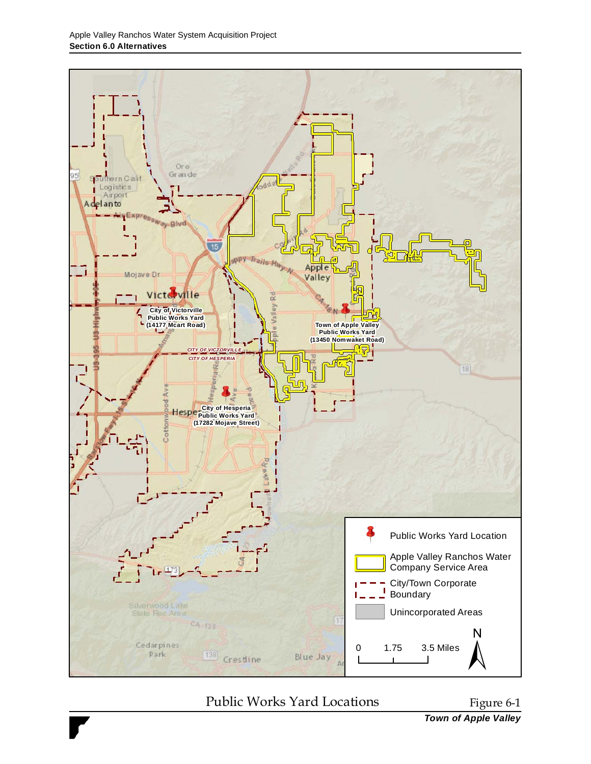City of Victorville Public Works Yard (14177 Mcart Road)

Town of Apple Valley Public Works Yard (13450 Nomwaket Road)

City of Hesperia Public Works Yard (17282 Mojave Street)

CITY OF VICTORVILLE

CITY OF HESPERIA

Public Works Yard Location

Apple Valley Ranchos Water Company Service Area

City/Town Corporate Boundary

Unincorporated Areas

0 1.75 3.5 Miles

N

Public Works Yard Locations

Figure 6-1

*Town of Apple Valley*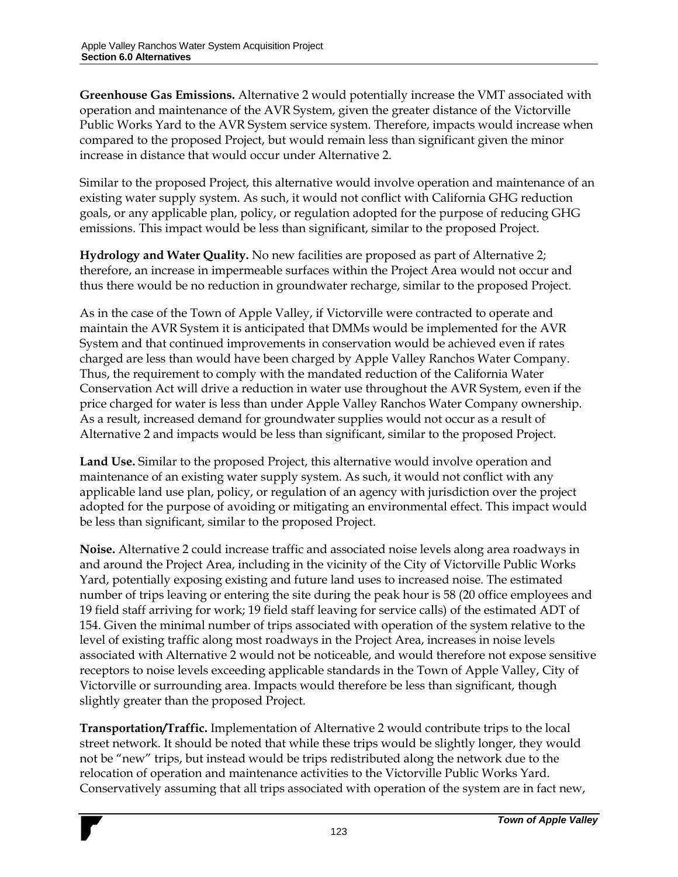**Greenhouse Gas Emissions.** Alternative 2 would potentially increase the VMT associated with operation and maintenance of the AVR System, given the greater distance of the Victorville Public Works Yard to the AVR System service system. Therefore, impacts would increase when compared to the proposed Project, but would remain less than significant given the minor increase in distance that would occur under Alternative 2.

Similar to the proposed Project, this alternative would involve operation and maintenance of an existing water supply system. As such, it would not conflict with California GHG reduction goals, or any applicable plan, policy, or regulation adopted for the purpose of reducing GHG emissions. This impact would be less than significant, similar to the proposed Project.

**Hydrology and Water Quality.** No new facilities are proposed as part of Alternative 2; therefore, an increase in impermeable surfaces within the Project Area would not occur and thus there would be no reduction in groundwater recharge, similar to the proposed Project.

As in the case of the Town of Apple Valley, if Victorville were contracted to operate and maintain the AVR System it is anticipated that DMMs would be implemented for the AVR System and that continued improvements in conservation would be achieved even if rates charged are less than would have been charged by Apple Valley Ranchos Water Company. Thus, the requirement to comply with the mandated reduction of the California Water Conservation Act will drive a reduction in water use throughout the AVR System, even if the price charged for water is less than under Apple Valley Ranchos Water Company ownership. As a result, increased demand for groundwater supplies would not occur as a result of Alternative 2 and impacts would be less than significant, similar to the proposed Project.

**Land Use.** Similar to the proposed Project, this alternative would involve operation and maintenance of an existing water supply system. As such, it would not conflict with any applicable land use plan, policy, or regulation of an agency with jurisdiction over the project adopted for the purpose of avoiding or mitigating an environmental effect. This impact would be less than significant, similar to the proposed Project.

**Noise.** Alternative 2 could increase traffic and associated noise levels along area roadways in and around the Project Area, including in the vicinity of the City of Victorville Public Works Yard, potentially exposing existing and future land uses to increased noise. The estimated number of trips leaving or entering the site during the peak hour is 58 (20 office employees and 19 field staff arriving for work; 19 field staff leaving for service calls) of the estimated ADT of 154. Given the minimal number of trips associated with operation of the system relative to the level of existing traffic along most roadways in the Project Area, increases in noise levels associated with Alternative 2 would not be noticeable, and would therefore not expose sensitive receptors to noise levels exceeding applicable standards in the Town of Apple Valley, City of Victorville or surrounding area. Impacts would therefore be less than significant, though slightly greater than the proposed Project.

**Transportation/Traffic.** Implementation of Alternative 2 would contribute trips to the local street network. It should be noted that while these trips would be slightly longer, they would not be "new" trips, but instead would be trips redistributed along the network due to the relocation of operation and maintenance activities to the Victorville Public Works Yard. Conservatively assuming that all trips associated with operation of the system are in fact new,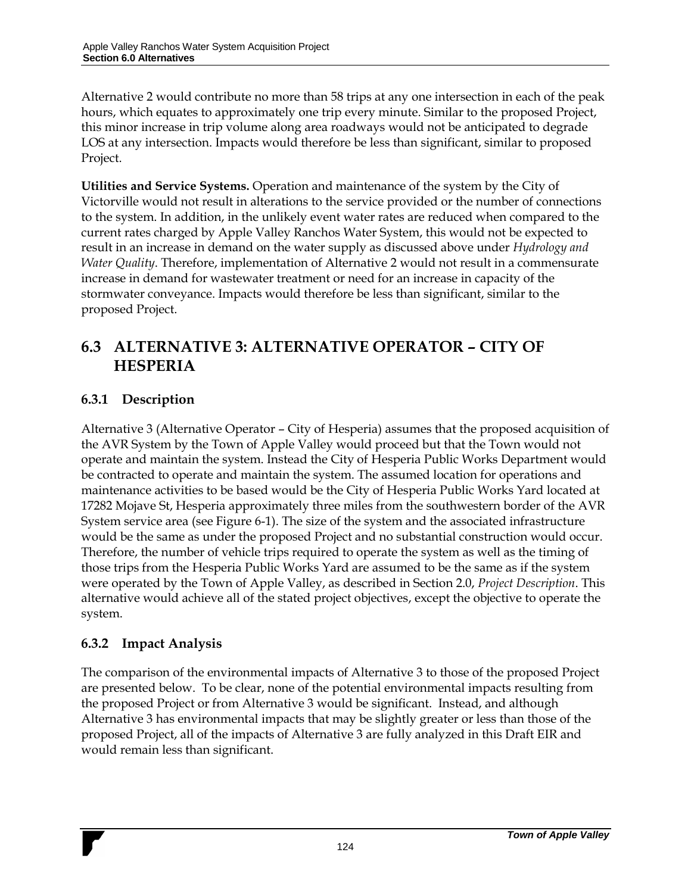Alternative 2 would contribute no more than 58 trips at any one intersection in each of the peak hours, which equates to approximately one trip every minute. Similar to the proposed Project, this minor increase in trip volume along area roadways would not be anticipated to degrade LOS at any intersection. Impacts would therefore be less than significant, similar to proposed Project.

**Utilities and Service Systems.** Operation and maintenance of the system by the City of Victorville would not result in alterations to the service provided or the number of connections to the system. In addition, in the unlikely event water rates are reduced when compared to the current rates charged by Apple Valley Ranchos Water System, this would not be expected to result in an increase in demand on the water supply as discussed above under *Hydrology and Water Quality*. Therefore, implementation of Alternative 2 would not result in a commensurate increase in demand for wastewater treatment or need for an increase in capacity of the stormwater conveyance. Impacts would therefore be less than significant, similar to the proposed Project.

## 6.3 ALTERNATIVE 3: ALTERNATIVE OPERATOR – CITY OF HESPERIA

### 6.3.1 Description

Alternative 3 (Alternative Operator – City of Hesperia) assumes that the proposed acquisition of the AVR System by the Town of Apple Valley would proceed but that the Town would not operate and maintain the system. Instead the City of Hesperia Public Works Department would be contracted to operate and maintain the system. The assumed location for operations and maintenance activities to be based would be the City of Hesperia Public Works Yard located at 17282 Mojave St, Hesperia approximately three miles from the southwestern border of the AVR System service area (see Figure 6-1). The size of the system and the associated infrastructure would be the same as under the proposed Project and no substantial construction would occur. Therefore, the number of vehicle trips required to operate the system as well as the timing of those trips from the Hesperia Public Works Yard are assumed to be the same as if the system were operated by the Town of Apple Valley, as described in Section 2.0, *Project Description*. This alternative would achieve all of the stated project objectives, except the objective to operate the system.

### 6.3.2 Impact Analysis

The comparison of the environmental impacts of Alternative 3 to those of the proposed Project are presented below. To be clear, none of the potential environmental impacts resulting from the proposed Project or from Alternative 3 would be significant. Instead, and although Alternative 3 has environmental impacts that may be slightly greater or less than those of the proposed Project, all of the impacts of Alternative 3 are fully analyzed in this Draft EIR and would remain less than significant.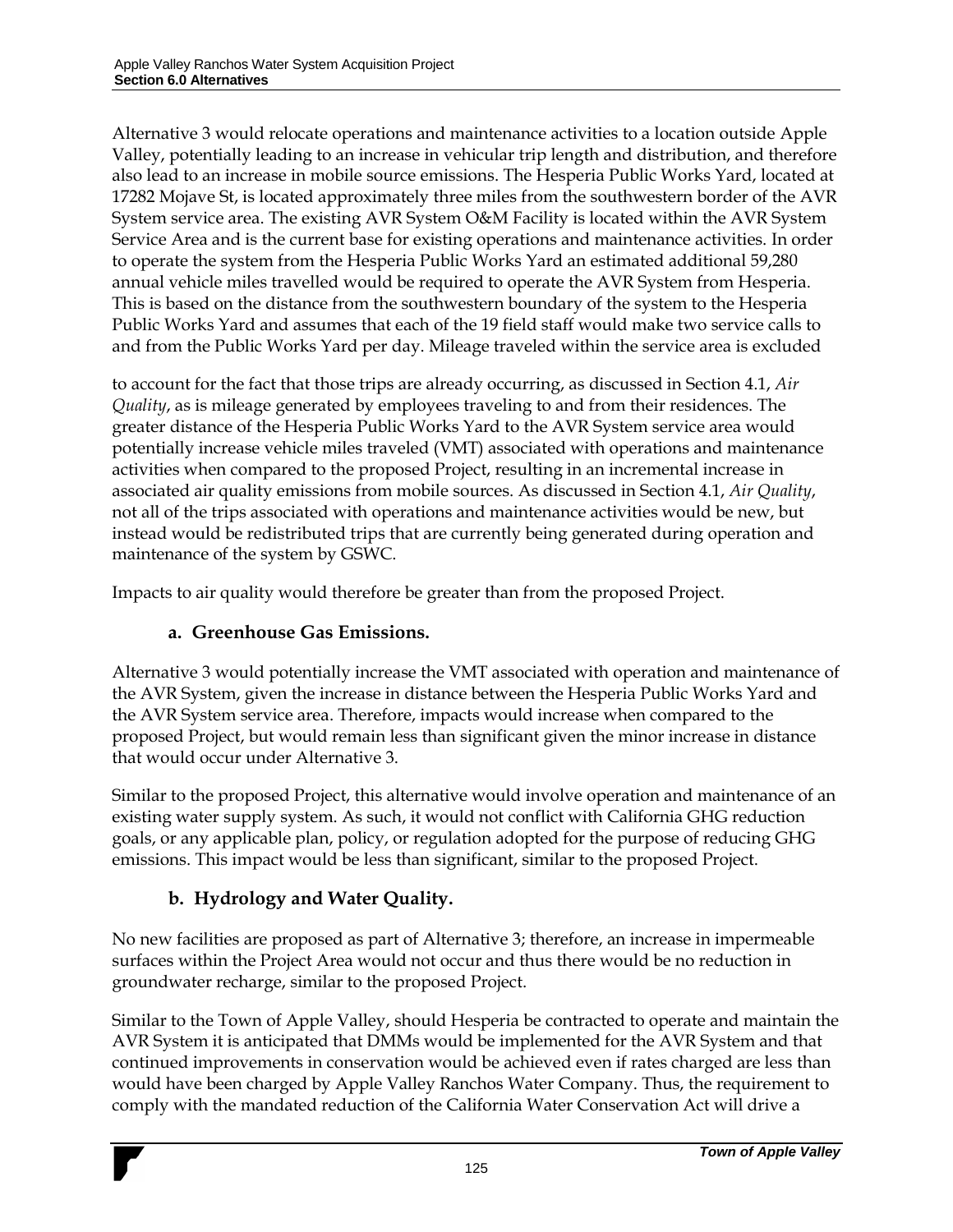Alternative 3 would relocate operations and maintenance activities to a location outside Apple Valley, potentially leading to an increase in vehicular trip length and distribution, and therefore also lead to an increase in mobile source emissions. The Hesperia Public Works Yard, located at 17282 Mojave St, is located approximately three miles from the southwestern border of the AVR System service area. The existing AVR System O&M Facility is located within the AVR System Service Area and is the current base for existing operations and maintenance activities. In order to operate the system from the Hesperia Public Works Yard an estimated additional 59,280 annual vehicle miles travelled would be required to operate the AVR System from Hesperia. This is based on the distance from the southwestern boundary of the system to the Hesperia Public Works Yard and assumes that each of the 19 field staff would make two service calls to and from the Public Works Yard per day. Mileage traveled within the service area is excluded to account for the fact that those trips are already occurring, as discussed in Section 4.1, *Air Quality*, as is mileage generated by employees traveling to and from their residences. The greater distance of the Hesperia Public Works Yard to the AVR System service area would potentially increase vehicle miles traveled (VMT) associated with operations and maintenance activities when compared to the proposed Project, resulting in an incremental increase in associated air quality emissions from mobile sources. As discussed in Section 4.1, *Air Quality*, not all of the trips associated with operations and maintenance activities would be new, but instead would be redistributed trips that are currently being generated during operation and maintenance of the system by GSWC.

Impacts to air quality would therefore be greater than from the proposed Project.

### a. Greenhouse Gas Emissions.

Alternative 3 would potentially increase the VMT associated with operation and maintenance of the AVR System, given the increase in distance between the Hesperia Public Works Yard and the AVR System service area. Therefore, impacts would increase when compared to the proposed Project, but would remain less than significant given the minor increase in distance that would occur under Alternative 3.

Similar to the proposed Project, this alternative would involve operation and maintenance of an existing water supply system. As such, it would not conflict with California GHG reduction goals, or any applicable plan, policy, or regulation adopted for the purpose of reducing GHG emissions. This impact would be less than significant, similar to the proposed Project.

### b. Hydrology and Water Quality.

No new facilities are proposed as part of Alternative 3; therefore, an increase in impermeable surfaces within the Project Area would not occur and thus there would be no reduction in groundwater recharge, similar to the proposed Project.

Similar to the Town of Apple Valley, should Hesperia be contracted to operate and maintain the AVR System it is anticipated that DMMs would be implemented for the AVR System and that continued improvements in conservation would be achieved even if rates charged are less than would have been charged by Apple Valley Ranchos Water Company. Thus, the requirement to comply with the mandated reduction of the California Water Conservation Act will drive a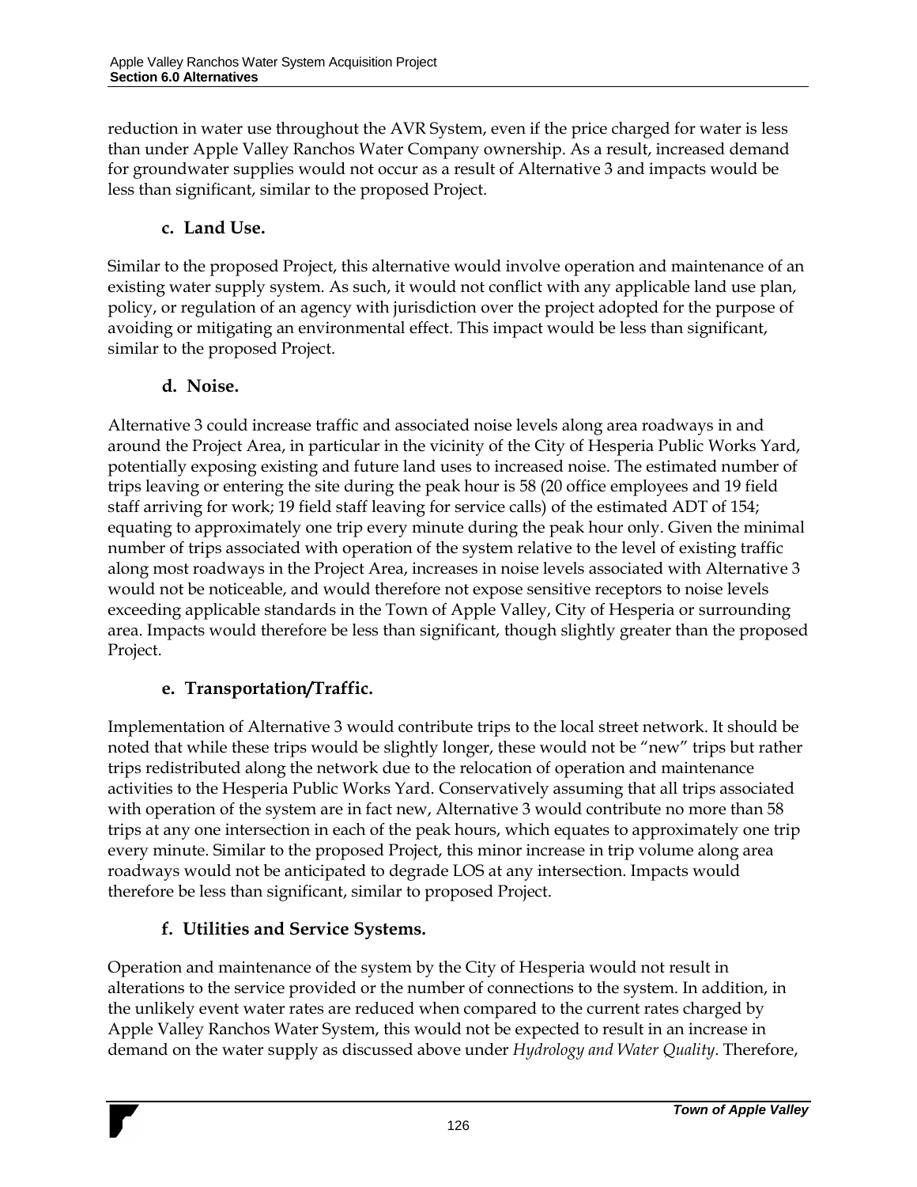reduction in water use throughout the AVR System, even if the price charged for water is less than under Apple Valley Ranchos Water Company ownership. As a result, increased demand for groundwater supplies would not occur as a result of Alternative 3 and impacts would be less than significant, similar to the proposed Project.

### c. Land Use.

Similar to the proposed Project, this alternative would involve operation and maintenance of an existing water supply system. As such, it would not conflict with any applicable land use plan, policy, or regulation of an agency with jurisdiction over the project adopted for the purpose of avoiding or mitigating an environmental effect. This impact would be less than significant, similar to the proposed Project.

### d. Noise.

Alternative 3 could increase traffic and associated noise levels along area roadways in and around the Project Area, in particular in the vicinity of the City of Hesperia Public Works Yard, potentially exposing existing and future land uses to increased noise. The estimated number of trips leaving or entering the site during the peak hour is 58 (20 office employees and 19 field staff arriving for work; 19 field staff leaving for service calls) of the estimated ADT of 154; equating to approximately one trip every minute during the peak hour only. Given the minimal number of trips associated with operation of the system relative to the level of existing traffic along most roadways in the Project Area, increases in noise levels associated with Alternative 3 would not be noticeable, and would therefore not expose sensitive receptors to noise levels exceeding applicable standards in the Town of Apple Valley, City of Hesperia or surrounding area. Impacts would therefore be less than significant, though slightly greater than the proposed Project.

### e. Transportation/Traffic.

Implementation of Alternative 3 would contribute trips to the local street network. It should be noted that while these trips would be slightly longer, these would not be "new" trips but rather trips redistributed along the network due to the relocation of operation and maintenance activities to the Hesperia Public Works Yard. Conservatively assuming that all trips associated with operation of the system are in fact new, Alternative 3 would contribute no more than 58 trips at any one intersection in each of the peak hours, which equates to approximately one trip every minute. Similar to the proposed Project, this minor increase in trip volume along area roadways would not be anticipated to degrade LOS at any intersection. Impacts would therefore be less than significant, similar to proposed Project.

### f. Utilities and Service Systems.

Operation and maintenance of the system by the City of Hesperia would not result in alterations to the service provided or the number of connections to the system. In addition, in the unlikely event water rates are reduced when compared to the current rates charged by Apple Valley Ranchos Water System, this would not be expected to result in an increase in demand on the water supply as discussed above under *Hydrology and Water Quality*. Therefore,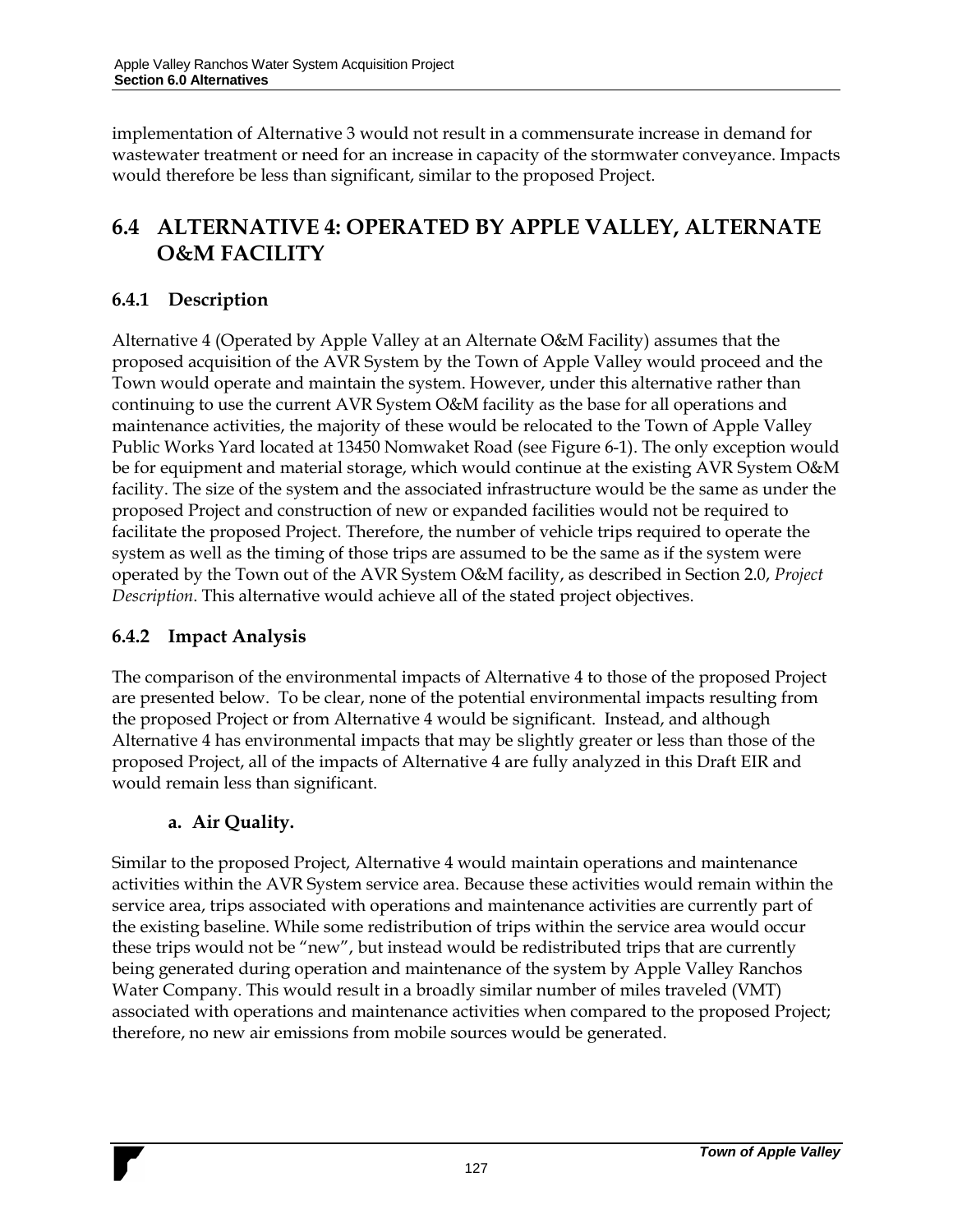implementation of Alternative 3 would not result in a commensurate increase in demand for wastewater treatment or need for an increase in capacity of the stormwater conveyance. Impacts would therefore be less than significant, similar to the proposed Project.

## 6.4 ALTERNATIVE 4: OPERATED BY APPLE VALLEY, ALTERNATE O&M FACILITY

### 6.4.1 Description

Alternative 4 (Operated by Apple Valley at an Alternate O&M Facility) assumes that the proposed acquisition of the AVR System by the Town of Apple Valley would proceed and the Town would operate and maintain the system. However, under this alternative rather than continuing to use the current AVR System O&M facility as the base for all operations and maintenance activities, the majority of these would be relocated to the Town of Apple Valley Public Works Yard located at 13450 Nomwaket Road (see Figure 6-1). The only exception would be for equipment and material storage, which would continue at the existing AVR System O&M facility. The size of the system and the associated infrastructure would be the same as under the proposed Project and construction of new or expanded facilities would not be required to facilitate the proposed Project. Therefore, the number of vehicle trips required to operate the system as well as the timing of those trips are assumed to be the same as if the system were operated by the Town out of the AVR System O&M facility, as described in Section 2.0, *Project Description*. This alternative would achieve all of the stated project objectives.

### 6.4.2 Impact Analysis

The comparison of the environmental impacts of Alternative 4 to those of the proposed Project are presented below. To be clear, none of the potential environmental impacts resulting from the proposed Project or from Alternative 4 would be significant. Instead, and although Alternative 4 has environmental impacts that may be slightly greater or less than those of the proposed Project, all of the impacts of Alternative 4 are fully analyzed in this Draft EIR and would remain less than significant.

**a. Air Quality.**

Similar to the proposed Project, Alternative 4 would maintain operations and maintenance activities within the AVR System service area. Because these activities would remain within the service area, trips associated with operations and maintenance activities are currently part of the existing baseline. While some redistribution of trips within the service area would occur these trips would not be "new", but instead would be redistributed trips that are currently being generated during operation and maintenance of the system by Apple Valley Ranchos Water Company. This would result in a broadly similar number of miles traveled (VMT) associated with operations and maintenance activities when compared to the proposed Project; therefore, no new air emissions from mobile sources would be generated.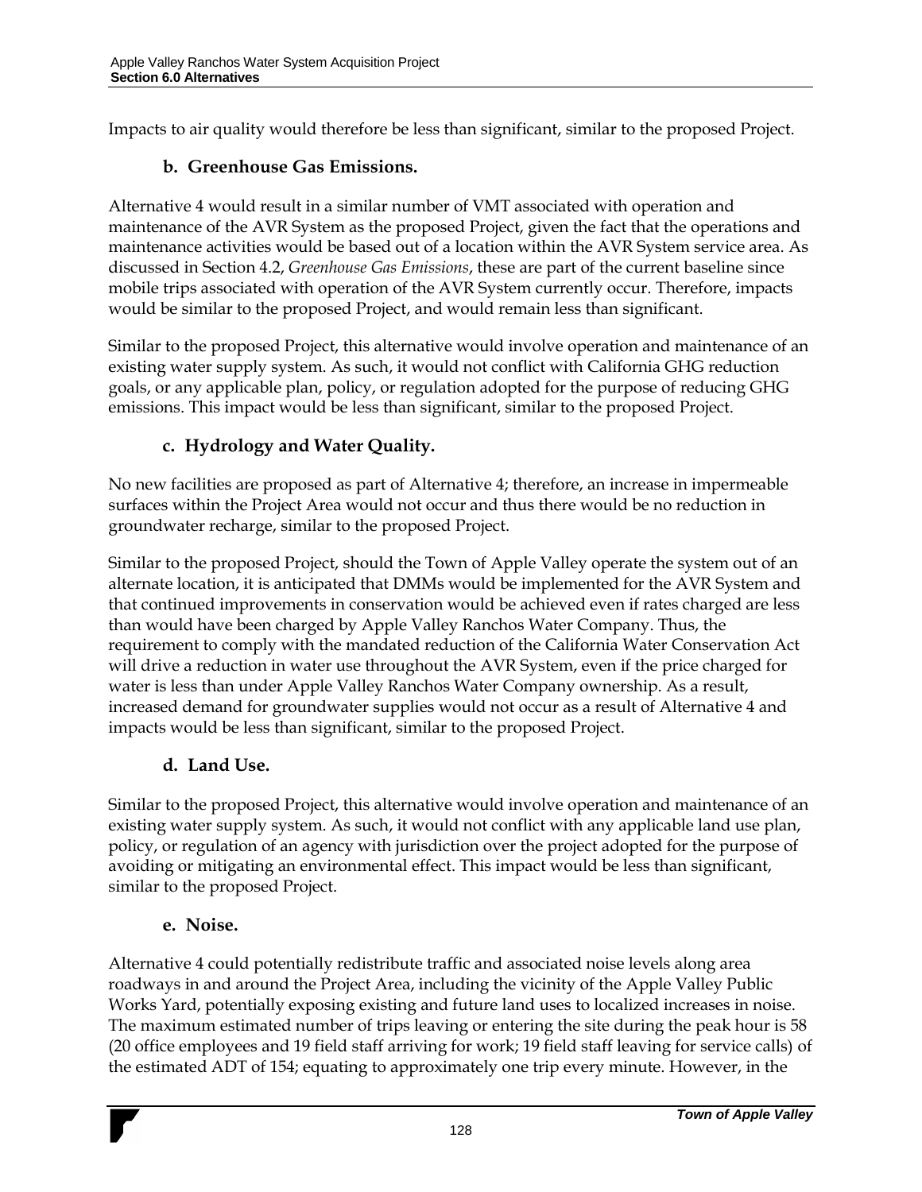Impacts to air quality would therefore be less than significant, similar to the proposed Project.

### b. Greenhouse Gas Emissions.

Alternative 4 would result in a similar number of VMT associated with operation and maintenance of the AVR System as the proposed Project, given the fact that the operations and maintenance activities would be based out of a location within the AVR System service area. As discussed in Section 4.2, *Greenhouse Gas Emissions*, these are part of the current baseline since mobile trips associated with operation of the AVR System currently occur. Therefore, impacts would be similar to the proposed Project, and would remain less than significant.

Similar to the proposed Project, this alternative would involve operation and maintenance of an existing water supply system. As such, it would not conflict with California GHG reduction goals, or any applicable plan, policy, or regulation adopted for the purpose of reducing GHG emissions. This impact would be less than significant, similar to the proposed Project.

### c. Hydrology and Water Quality.

No new facilities are proposed as part of Alternative 4; therefore, an increase in impermeable surfaces within the Project Area would not occur and thus there would be no reduction in groundwater recharge, similar to the proposed Project.

Similar to the proposed Project, should the Town of Apple Valley operate the system out of an alternate location, it is anticipated that DMMs would be implemented for the AVR System and that continued improvements in conservation would be achieved even if rates charged are less than would have been charged by Apple Valley Ranchos Water Company. Thus, the requirement to comply with the mandated reduction of the California Water Conservation Act will drive a reduction in water use throughout the AVR System, even if the price charged for water is less than under Apple Valley Ranchos Water Company ownership. As a result, increased demand for groundwater supplies would not occur as a result of Alternative 4 and impacts would be less than significant, similar to the proposed Project.

### d. Land Use.

Similar to the proposed Project, this alternative would involve operation and maintenance of an existing water supply system. As such, it would not conflict with any applicable land use plan, policy, or regulation of an agency with jurisdiction over the project adopted for the purpose of avoiding or mitigating an environmental effect. This impact would be less than significant, similar to the proposed Project.

### e. Noise.

Alternative 4 could potentially redistribute traffic and associated noise levels along area roadways in and around the Project Area, including the vicinity of the Apple Valley Public Works Yard, potentially exposing existing and future land uses to localized increases in noise. The maximum estimated number of trips leaving or entering the site during the peak hour is 58 (20 office employees and 19 field staff arriving for work; 19 field staff leaving for service calls) of the estimated ADT of 154; equating to approximately one trip every minute. However, in the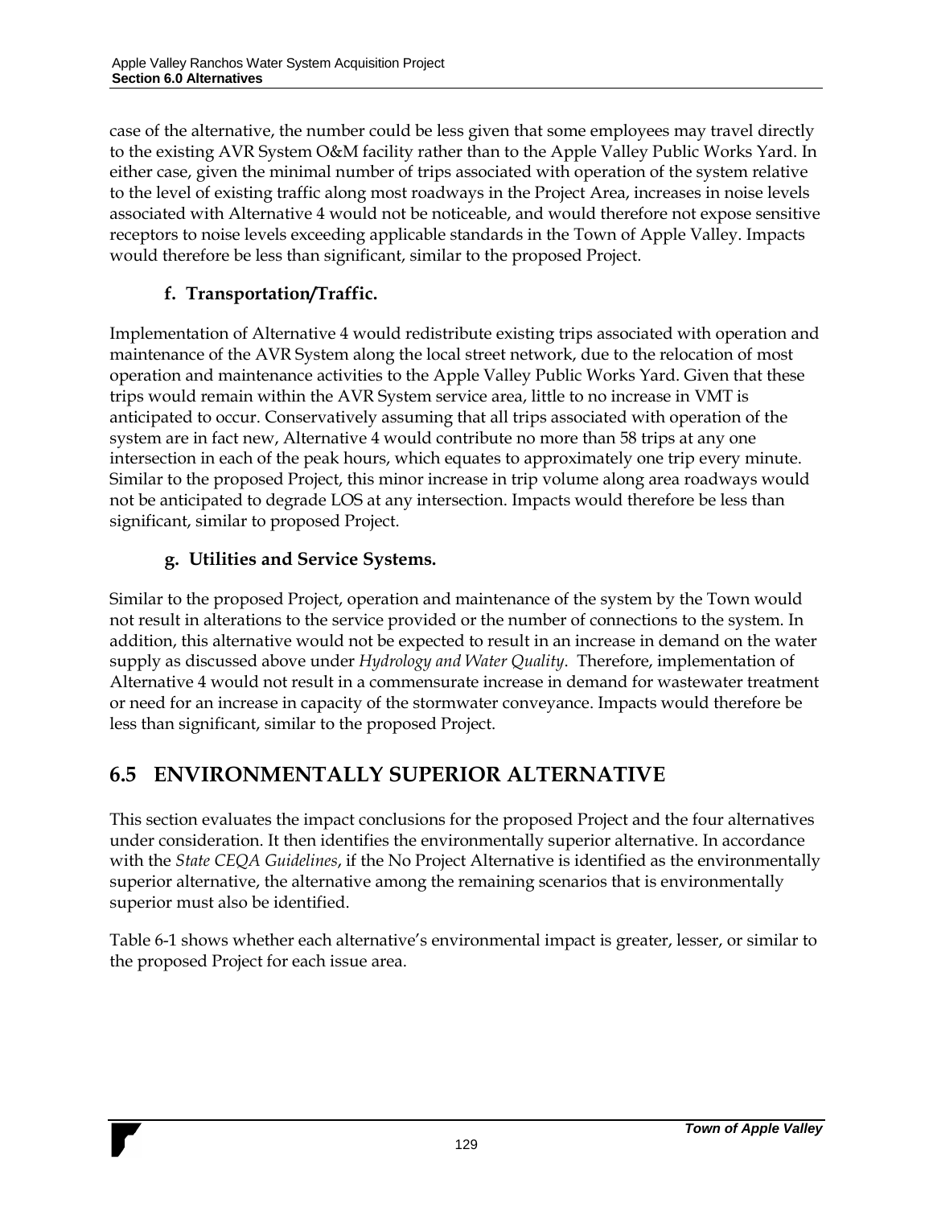case of the alternative, the number could be less given that some employees may travel directly to the existing AVR System O&M facility rather than to the Apple Valley Public Works Yard. In either case, given the minimal number of trips associated with operation of the system relative to the level of existing traffic along most roadways in the Project Area, increases in noise levels associated with Alternative 4 would not be noticeable, and would therefore not expose sensitive receptors to noise levels exceeding applicable standards in the Town of Apple Valley. Impacts would therefore be less than significant, similar to the proposed Project.

#### f. Transportation/Traffic.

Implementation of Alternative 4 would redistribute existing trips associated with operation and maintenance of the AVR System along the local street network, due to the relocation of most operation and maintenance activities to the Apple Valley Public Works Yard. Given that these trips would remain within the AVR System service area, little to no increase in VMT is anticipated to occur. Conservatively assuming that all trips associated with operation of the system are in fact new, Alternative 4 would contribute no more than 58 trips at any one intersection in each of the peak hours, which equates to approximately one trip every minute. Similar to the proposed Project, this minor increase in trip volume along area roadways would not be anticipated to degrade LOS at any intersection. Impacts would therefore be less than significant, similar to proposed Project.

#### g. Utilities and Service Systems.

Similar to the proposed Project, operation and maintenance of the system by the Town would not result in alterations to the service provided or the number of connections to the system. In addition, this alternative would not be expected to result in an increase in demand on the water supply as discussed above under *Hydrology and Water Quality*. Therefore, implementation of Alternative 4 would not result in a commensurate increase in demand for wastewater treatment or need for an increase in capacity of the stormwater conveyance. Impacts would therefore be less than significant, similar to the proposed Project.

## 6.5 ENVIRONMENTALLY SUPERIOR ALTERNATIVE

This section evaluates the impact conclusions for the proposed Project and the four alternatives under consideration. It then identifies the environmentally superior alternative. In accordance with the *State CEQA Guidelines*, if the No Project Alternative is identified as the environmentally superior alternative, the alternative among the remaining scenarios that is environmentally superior must also be identified.

Table 6-1 shows whether each alternative's environmental impact is greater, lesser, or similar to the proposed Project for each issue area.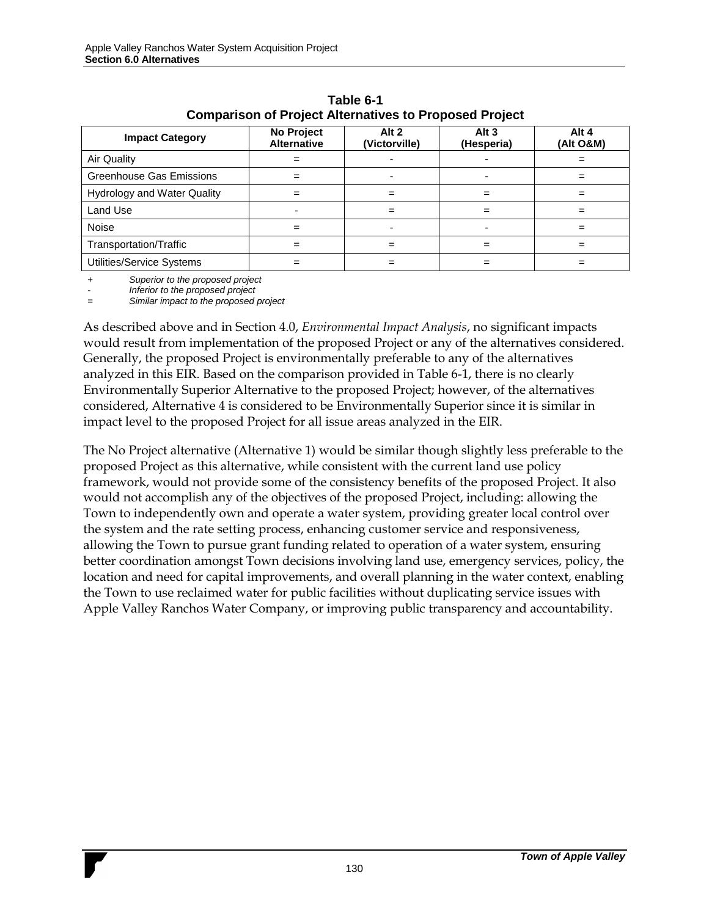**Table 6-1**
**Comparison of Project Alternatives to Proposed Project**

| Impact Category | No Project Alternative | Alt 2 (Victorville) | Alt 3 (Hesperia) | Alt 4 (Alt O&M) |
|---|---|---|---|---|
| Air Quality | = | - | - | = |
| Greenhouse Gas Emissions | = | - | - | = |
| Hydrology and Water Quality | = | = | = | = |
| Land Use | - | = | = | = |
| Noise | = | - | - | = |
| Transportation/Traffic | = | = | = | = |
| Utilities/Service Systems | = | = | = | = |

+ *Superior to the proposed project*
- *Inferior to the proposed project*
= *Similar impact to the proposed project*

As described above and in Section 4.0, *Environmental Impact Analysis*, no significant impacts would result from implementation of the proposed Project or any of the alternatives considered. Generally, the proposed Project is environmentally preferable to any of the alternatives analyzed in this EIR. Based on the comparison provided in Table 6-1, there is no clearly Environmentally Superior Alternative to the proposed Project; however, of the alternatives considered, Alternative 4 is considered to be Environmentally Superior since it is similar in impact level to the proposed Project for all issue areas analyzed in the EIR.

The No Project alternative (Alternative 1) would be similar though slightly less preferable to the proposed Project as this alternative, while consistent with the current land use policy framework, would not provide some of the consistency benefits of the proposed Project. It also would not accomplish any of the objectives of the proposed Project, including: allowing the Town to independently own and operate a water system, providing greater local control over the system and the rate setting process, enhancing customer service and responsiveness, allowing the Town to pursue grant funding related to operation of a water system, ensuring better coordination amongst Town decisions involving land use, emergency services, policy, the location and need for capital improvements, and overall planning in the water context, enabling the Town to use reclaimed water for public facilities without duplicating service issues with Apple Valley Ranchos Water Company, or improving public transparency and accountability.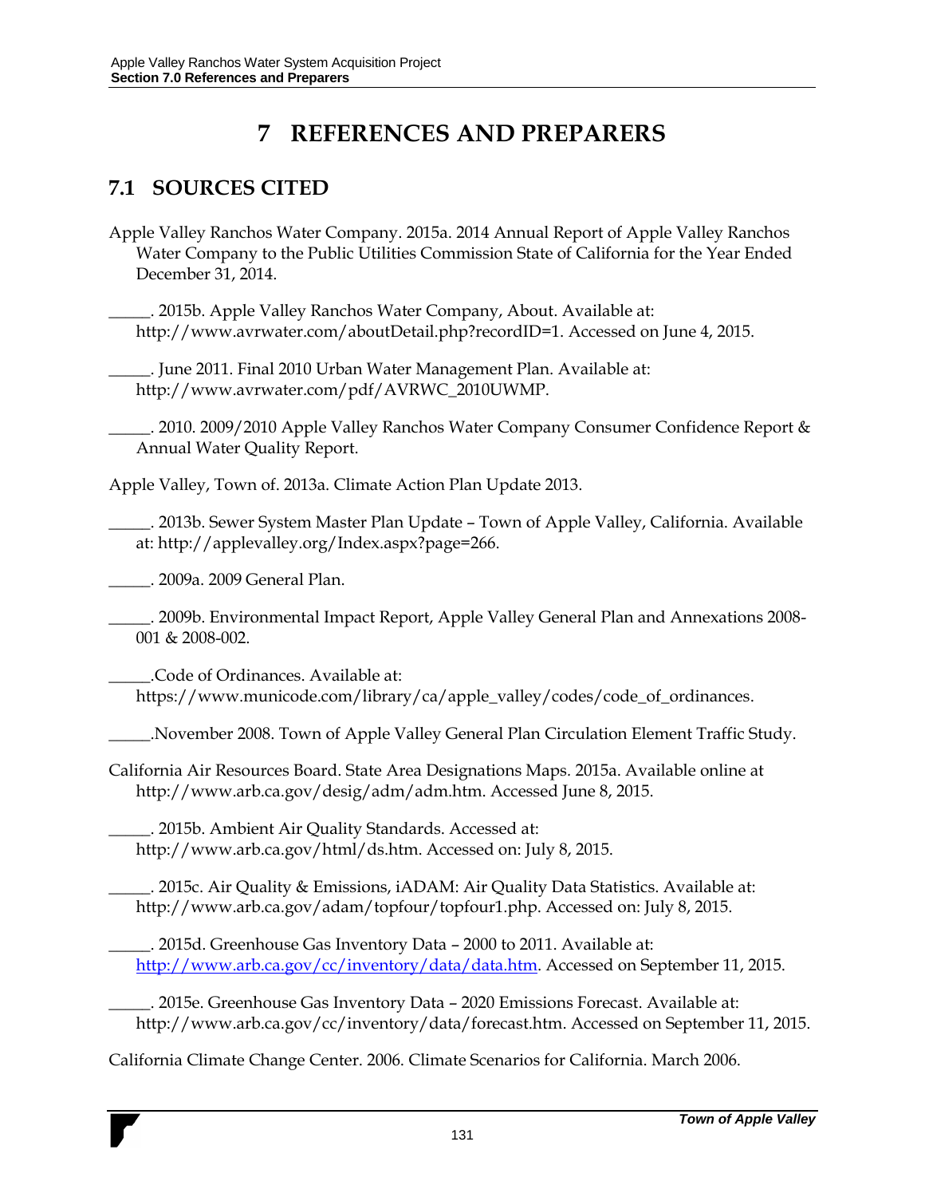# 7 REFERENCES AND PREPARERS

## 7.1 SOURCES CITED

Apple Valley Ranchos Water Company. 2015a. 2014 Annual Report of Apple Valley Ranchos Water Company to the Public Utilities Commission State of California for the Year Ended December 31, 2014.

_____. 2015b. Apple Valley Ranchos Water Company, About. Available at: http://www.avrwater.com/aboutDetail.php?recordID=1. Accessed on June 4, 2015.

_____. June 2011. Final 2010 Urban Water Management Plan. Available at: http://www.avrwater.com/pdf/AVRWC_2010UWMP.

_____. 2010. 2009/2010 Apple Valley Ranchos Water Company Consumer Confidence Report & Annual Water Quality Report.

Apple Valley, Town of. 2013a. Climate Action Plan Update 2013.

_____. 2013b. Sewer System Master Plan Update – Town of Apple Valley, California. Available at: http://applevalley.org/Index.aspx?page=266.

_____. 2009a. 2009 General Plan.

_____. 2009b. Environmental Impact Report, Apple Valley General Plan and Annexations 2008-001 & 2008-002.

_____.Code of Ordinances. Available at: https://www.municode.com/library/ca/apple_valley/codes/code_of_ordinances.

_____.November 2008. Town of Apple Valley General Plan Circulation Element Traffic Study.

California Air Resources Board. State Area Designations Maps. 2015a. Available online at http://www.arb.ca.gov/desig/adm/adm.htm. Accessed June 8, 2015.

_____. 2015b. Ambient Air Quality Standards. Accessed at: http://www.arb.ca.gov/html/ds.htm. Accessed on: July 8, 2015.

_____. 2015c. Air Quality & Emissions, iADAM: Air Quality Data Statistics. Available at: http://www.arb.ca.gov/adam/topfour/topfour1.php. Accessed on: July 8, 2015.

_____. 2015d. Greenhouse Gas Inventory Data – 2000 to 2011. Available at: http://www.arb.ca.gov/cc/inventory/data/data.htm. Accessed on September 11, 2015.

_____. 2015e. Greenhouse Gas Inventory Data – 2020 Emissions Forecast. Available at: http://www.arb.ca.gov/cc/inventory/data/forecast.htm. Accessed on September 11, 2015.

California Climate Change Center. 2006. Climate Scenarios for California. March 2006.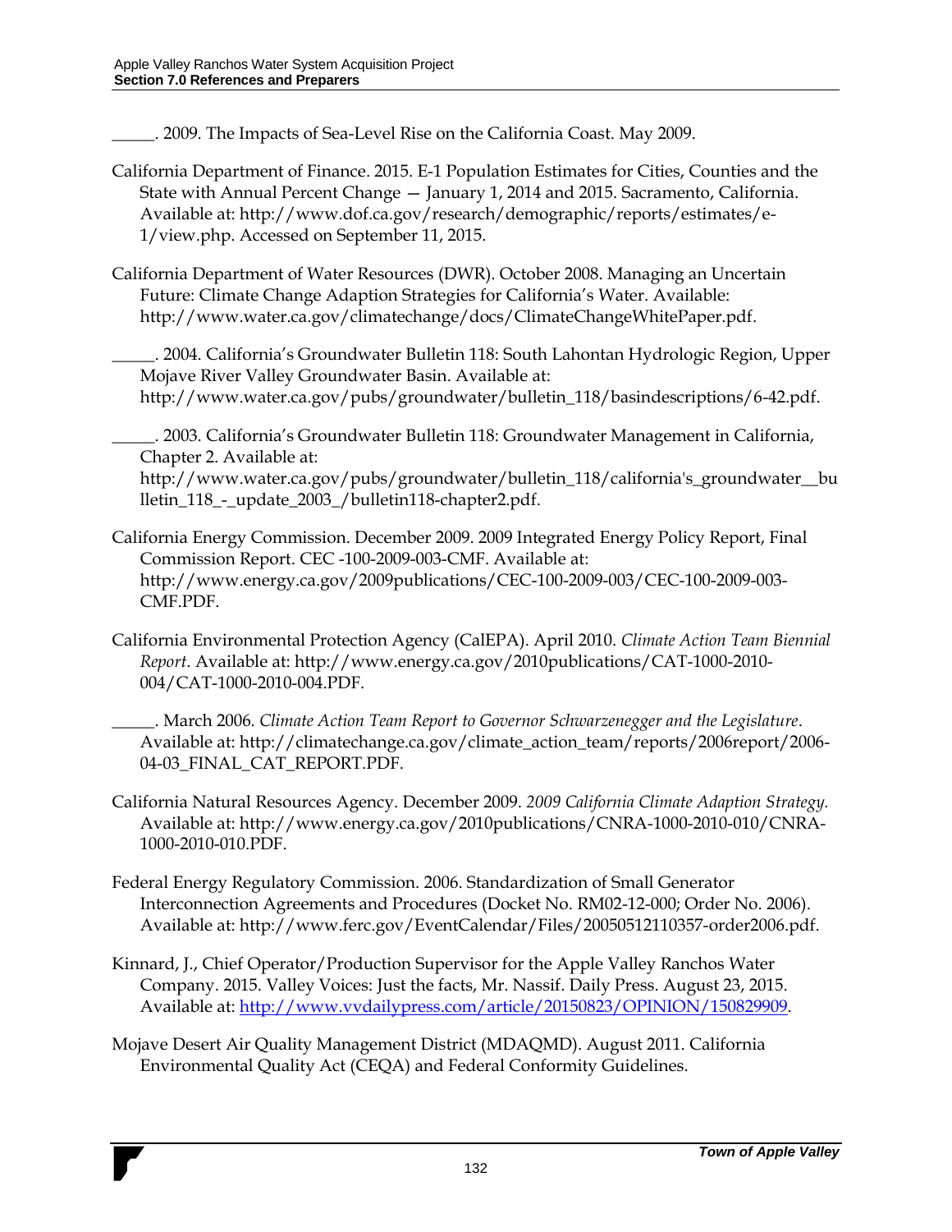_____. 2009. The Impacts of Sea-Level Rise on the California Coast. May 2009.

California Department of Finance. 2015. E-1 Population Estimates for Cities, Counties and the State with Annual Percent Change — January 1, 2014 and 2015. Sacramento, California. Available at: http://www.dof.ca.gov/research/demographic/reports/estimates/e-1/view.php. Accessed on September 11, 2015.

California Department of Water Resources (DWR). October 2008. Managing an Uncertain Future: Climate Change Adaption Strategies for California's Water. Available: http://www.water.ca.gov/climatechange/docs/ClimateChangeWhitePaper.pdf.

_____. 2004. California's Groundwater Bulletin 118: South Lahontan Hydrologic Region, Upper Mojave River Valley Groundwater Basin. Available at: http://www.water.ca.gov/pubs/groundwater/bulletin_118/basindescriptions/6-42.pdf.

_____. 2003. California's Groundwater Bulletin 118: Groundwater Management in California, Chapter 2. Available at: http://www.water.ca.gov/pubs/groundwater/bulletin_118/california's_groundwater__bulletin_118_-_update_2003_/bulletin118-chapter2.pdf.

California Energy Commission. December 2009. 2009 Integrated Energy Policy Report, Final Commission Report. CEC -100-2009-003-CMF. Available at: http://www.energy.ca.gov/2009publications/CEC-100-2009-003/CEC-100-2009-003-CMF.PDF.

California Environmental Protection Agency (CalEPA). April 2010. *Climate Action Team Biennial Report*. Available at: http://www.energy.ca.gov/2010publications/CAT-1000-2010-004/CAT-1000-2010-004.PDF.

_____. March 2006. *Climate Action Team Report to Governor Schwarzenegger and the Legislature*. Available at: http://climatechange.ca.gov/climate_action_team/reports/2006report/2006-04-03_FINAL_CAT_REPORT.PDF.

California Natural Resources Agency. December 2009. *2009 California Climate Adaption Strategy.* Available at: http://www.energy.ca.gov/2010publications/CNRA-1000-2010-010/CNRA-1000-2010-010.PDF.

Federal Energy Regulatory Commission. 2006. Standardization of Small Generator Interconnection Agreements and Procedures (Docket No. RM02-12-000; Order No. 2006). Available at: http://www.ferc.gov/EventCalendar/Files/20050512110357-order2006.pdf.

Kinnard, J., Chief Operator/Production Supervisor for the Apple Valley Ranchos Water Company. 2015. Valley Voices: Just the facts, Mr. Nassif. Daily Press. August 23, 2015. Available at: http://www.vvdailypress.com/article/20150823/OPINION/150829909.

Mojave Desert Air Quality Management District (MDAQMD). August 2011. California Environmental Quality Act (CEQA) and Federal Conformity Guidelines.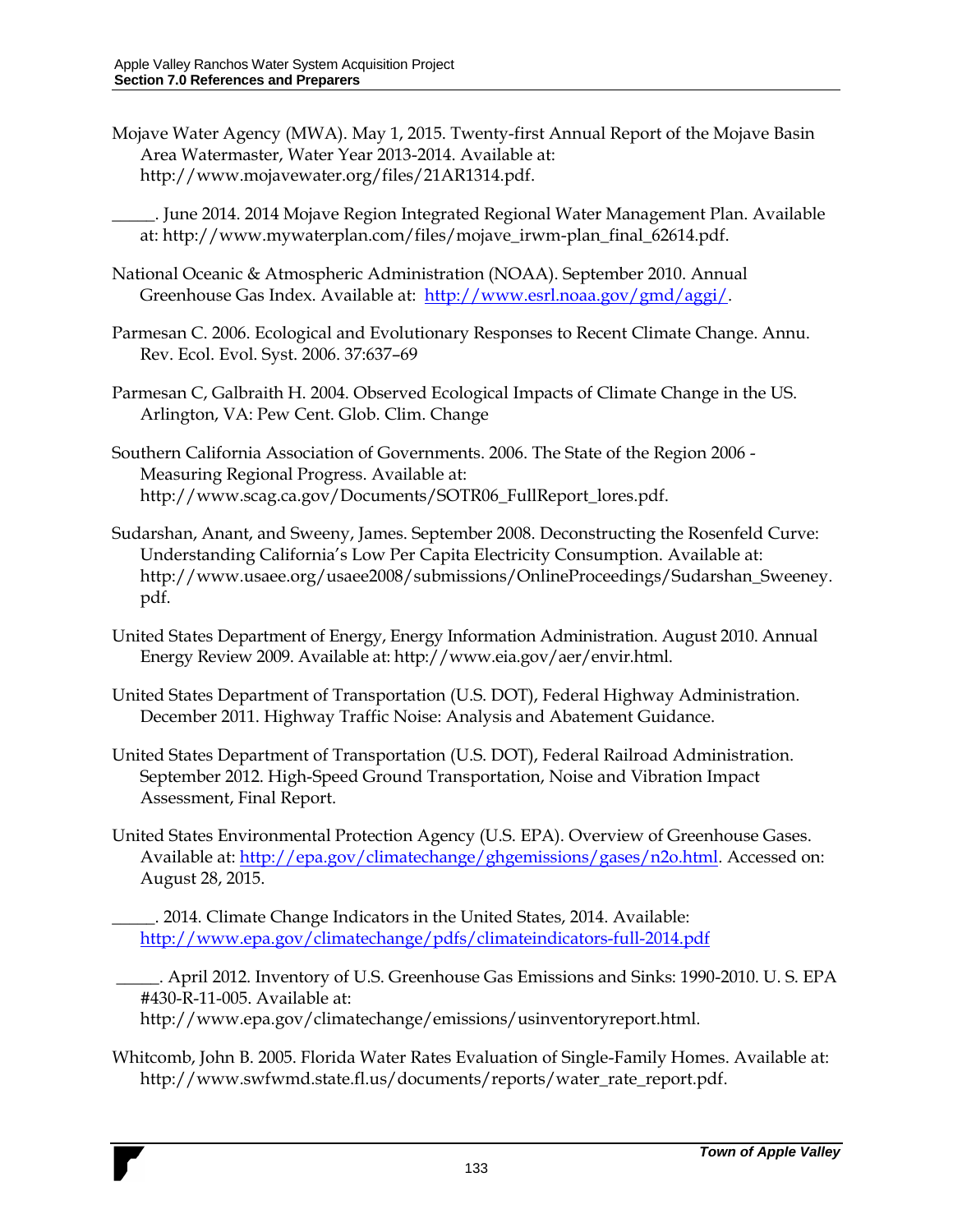Mojave Water Agency (MWA). May 1, 2015. Twenty-first Annual Report of the Mojave Basin Area Watermaster, Water Year 2013-2014. Available at: http://www.mojavewater.org/files/21AR1314.pdf.

_____. June 2014. 2014 Mojave Region Integrated Regional Water Management Plan. Available at: http://www.mywaterplan.com/files/mojave_irwm-plan_final_62614.pdf.

National Oceanic & Atmospheric Administration (NOAA). September 2010. Annual Greenhouse Gas Index. Available at: http://www.esrl.noaa.gov/gmd/aggi/.

Parmesan C. 2006. Ecological and Evolutionary Responses to Recent Climate Change. Annu. Rev. Ecol. Evol. Syst. 2006. 37:637–69

Parmesan C, Galbraith H. 2004. Observed Ecological Impacts of Climate Change in the US. Arlington, VA: Pew Cent. Glob. Clim. Change

Southern California Association of Governments. 2006. The State of the Region 2006 - Measuring Regional Progress. Available at: http://www.scag.ca.gov/Documents/SOTR06_FullReport_lores.pdf.

Sudarshan, Anant, and Sweeny, James. September 2008. Deconstructing the Rosenfeld Curve: Understanding California's Low Per Capita Electricity Consumption. Available at: http://www.usaee.org/usaee2008/submissions/OnlineProceedings/Sudarshan_Sweeney.pdf.

United States Department of Energy, Energy Information Administration. August 2010. Annual Energy Review 2009. Available at: http://www.eia.gov/aer/envir.html.

United States Department of Transportation (U.S. DOT), Federal Highway Administration. December 2011. Highway Traffic Noise: Analysis and Abatement Guidance.

United States Department of Transportation (U.S. DOT), Federal Railroad Administration. September 2012. High-Speed Ground Transportation, Noise and Vibration Impact Assessment, Final Report.

United States Environmental Protection Agency (U.S. EPA). Overview of Greenhouse Gases. Available at: http://epa.gov/climatechange/ghgemissions/gases/n2o.html. Accessed on: August 28, 2015.

_____. 2014. Climate Change Indicators in the United States, 2014. Available: http://www.epa.gov/climatechange/pdfs/climateindicators-full-2014.pdf

_____. April 2012. Inventory of U.S. Greenhouse Gas Emissions and Sinks: 1990-2010. U. S. EPA #430-R-11-005. Available at: http://www.epa.gov/climatechange/emissions/usinventoryreport.html.

Whitcomb, John B. 2005. Florida Water Rates Evaluation of Single-Family Homes. Available at: http://www.swfwmd.state.fl.us/documents/reports/water_rate_report.pdf.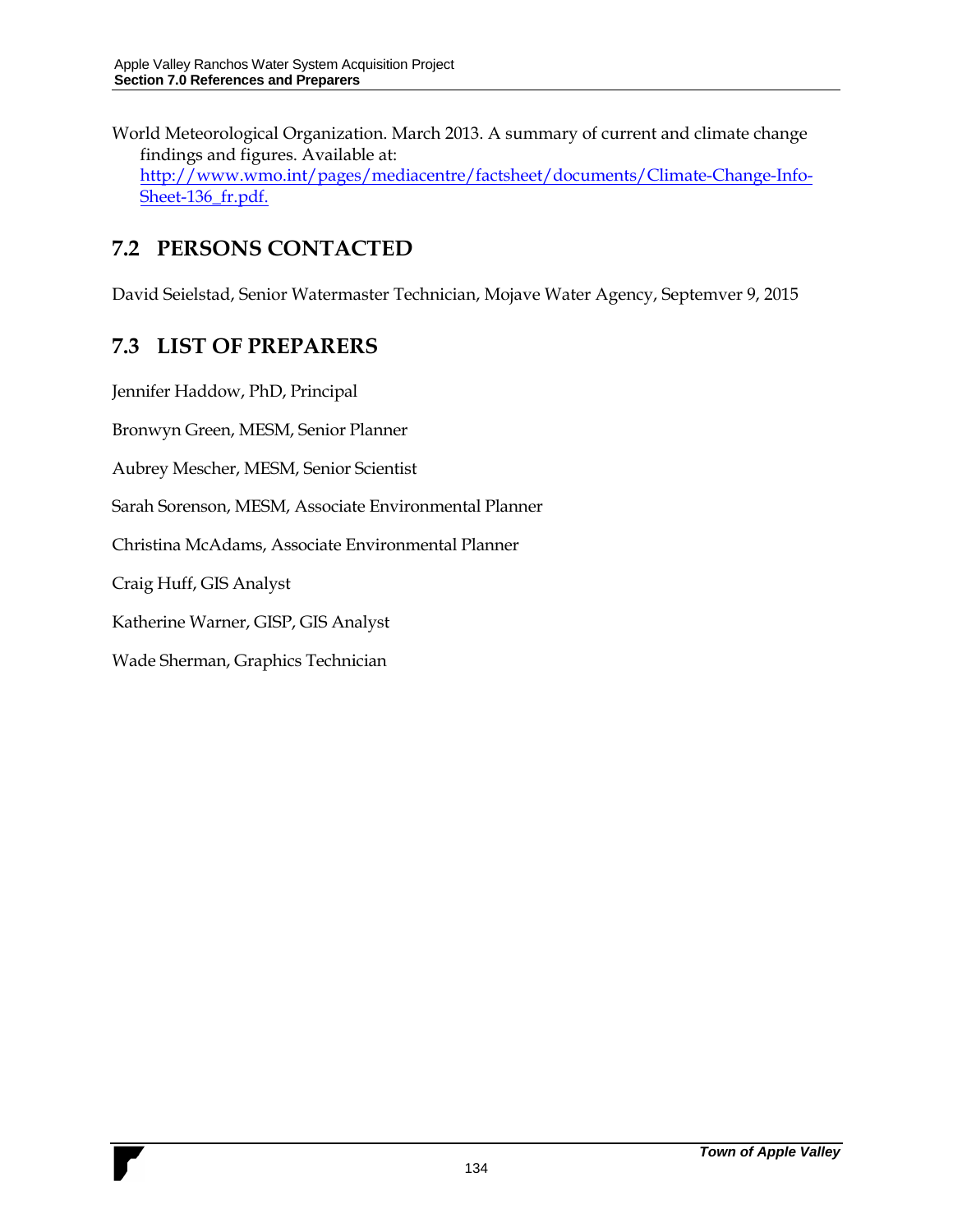World Meteorological Organization. March 2013. A summary of current and climate change findings and figures. Available at: http://www.wmo.int/pages/mediacentre/factsheet/documents/Climate-Change-Info-Sheet-136_fr.pdf.

## 7.2 PERSONS CONTACTED

David Seielstad, Senior Watermaster Technician, Mojave Water Agency, Septemver 9, 2015

## 7.3 LIST OF PREPARERS

Jennifer Haddow, PhD, Principal

Bronwyn Green, MESM, Senior Planner

Aubrey Mescher, MESM, Senior Scientist

Sarah Sorenson, MESM, Associate Environmental Planner

Christina McAdams, Associate Environmental Planner

Craig Huff, GIS Analyst

Katherine Warner, GISP, GIS Analyst

Wade Sherman, Graphics Technician